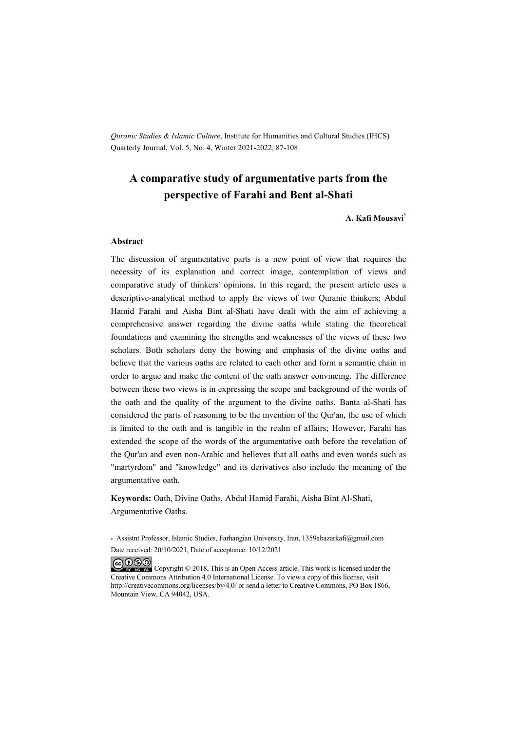*Quranic Studies & Islamic Culture*, Institute for Humanities and Cultural Studies (IHCS)
Quarterly Journal, Vol. 5, No. 4, Winter 2021-2022, 87-108

# A comparative study of argumentative parts from the perspective of Farahi and Bent al-Shati

**A. Kafi Mousavi***

### Abstract

The discussion of argumentative parts is a new point of view that requires the necessity of its explanation and correct image, contemplation of views and comparative study of thinkers' opinions. In this regard, the present article uses a descriptive-analytical method to apply the views of two Quranic thinkers; Abdul Hamid Farahi and Aisha Bint al-Shati have dealt with the aim of achieving a comprehensive answer regarding the divine oaths while stating the theoretical foundations and examining the strengths and weaknesses of the views of these two scholars. Both scholars deny the bowing and emphasis of the divine oaths and believe that the various oaths are related to each other and form a semantic chain in order to argue and make the content of the oath answer convincing. The difference between these two views is in expressing the scope and background of the words of the oath and the quality of the argument to the divine oaths. Banta al-Shati has considered the parts of reasoning to be the invention of the Qur'an, the use of which is limited to the oath and is tangible in the realm of affairs; However, Farahi has extended the scope of the words of the argumentative oath before the revelation of the Qur'an and even non-Arabic and believes that all oaths and even words such as "martyrdom" and "knowledge" and its derivatives also include the meaning of the argumentative oath.

**Keywords:** Oath, Divine Oaths, Abdul Hamid Farahi, Aisha Bint Al-Shati, Argumentative Oaths.

\* Assistnt Professor, Islamic Studies, Farhangian University, Iran, 1359abazarkafi@gmail.com
Date received: 20/10/2021, Date of acceptance: 10/12/2021

Copyright © 2018, This is an Open Access article. This work is licensed under the Creative Commons Attribution 4.0 International License. To view a copy of this license, visit http://creativecommons.org/licenses/by/4.0/ or send a letter to Creative Commons, PO Box 1866, Mountain View, CA 94042, USA.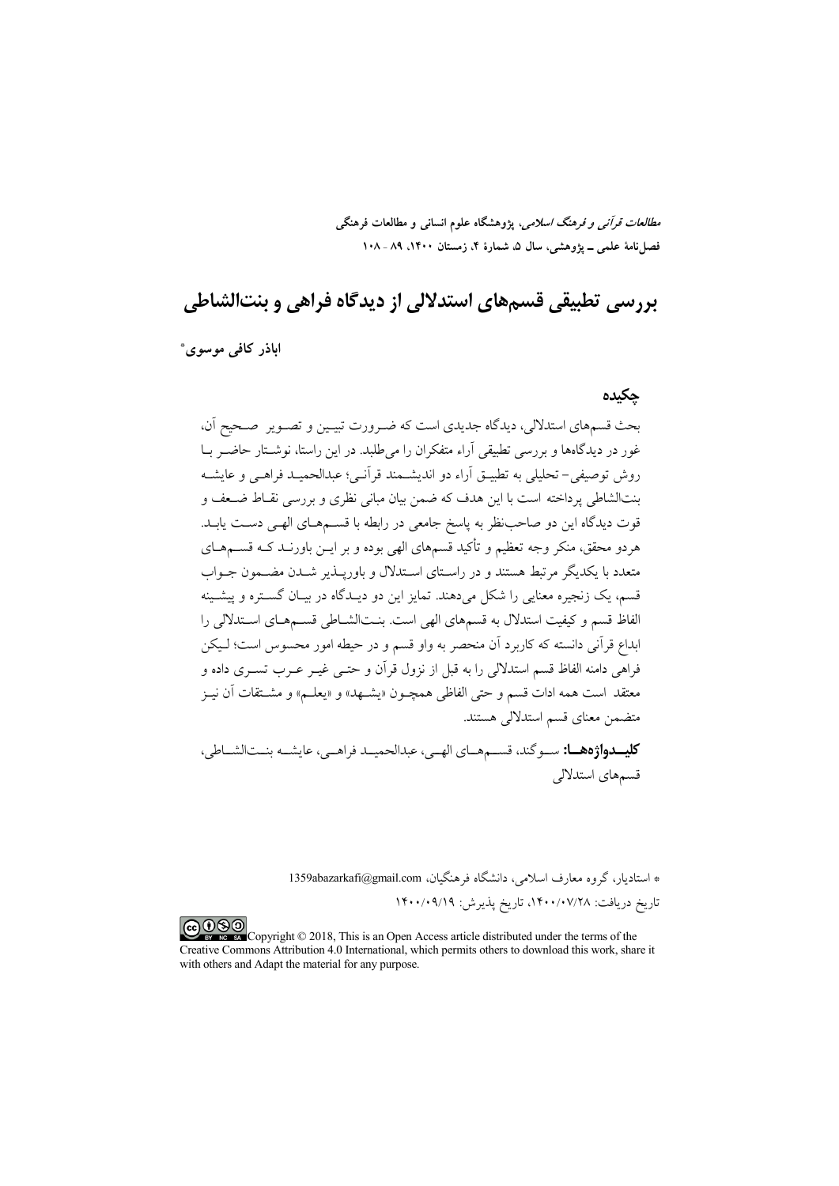# بررسی تطبیقی قسم‌های استدلالی از دیدگاه فراهی و بنت‌الشاطی

**اباذر کافی موسوی***

## چکیده

بحث قسم‌های استدلالی، دیدگاه جدیدی است که ضرورت تبیین و تصویر صحیح آن، غور در دیدگاه‌ها و بررسی تطبیقی آراء متفکران را می‌طلبد. در این راستا، نوشتار حاضر با روش توصیفی- تحلیلی به تطبیق آراء دو اندیشمند قرآنی؛ عبدالحمید فراهی و عایشه بنت‌الشاطی پرداخته است با این هدف که ضمن بیان مبانی نظری و بررسی نقاط ضعف و قوت دیدگاه این دو صاحب‌نظر به پاسخ جامعی در رابطه با قسم‌های الهی دست یابد. هردو محقق، منکر وجه تعظیم و تأکید قسم‌های الهی بوده و بر این باورند که قسم‌های متعدد با یکدیگر مرتبط هستند و در راستای استدلال و باورپذیر شدن مضمون جواب قسم، یک زنجیره معنایی را شکل می‌دهند. تمایز این دو دیدگاه در بیان گستره و پیشینه الفاظ قسم و کیفیت استدلال به قسم‌های الهی است. بنت‌الشاطی قسم‌های استدلالی را ابداع قرآنی دانسته که کاربرد آن منحصر به واو قسم و در حیطه امور محسوس است؛ لیکن فراهی دامنه الفاظ قسم استدلالی را به قبل از نزول قرآن و حتی غیر عرب تسری داده و معتقد است همه ادات قسم و حتی الفاظی همچون «یشهد» و «یعلم» و مشتقات آن نیز متضمن معنای قسم استدلالی هستند.

**کلیدواژه‌ها:** سوگند، قسم‌های الهی، عبدالحمید فراهی، عایشه بنت‌الشاطی، قسم‌های استدلالی

---

* استادیار، گروه معارف اسلامی، دانشگاه فرهنگیان، 1359abazarkafi@gmail.com

تاریخ دریافت: ۱۴۰۰/۰۷/۲۸، تاریخ پذیرش: ۱۴۰۰/۰۹/۱۹

Copyright © 2018, This is an Open Access article distributed under the terms of the Creative Commons Attribution 4.0 International, which permits others to download this work, share it with others and Adapt the material for any purpose.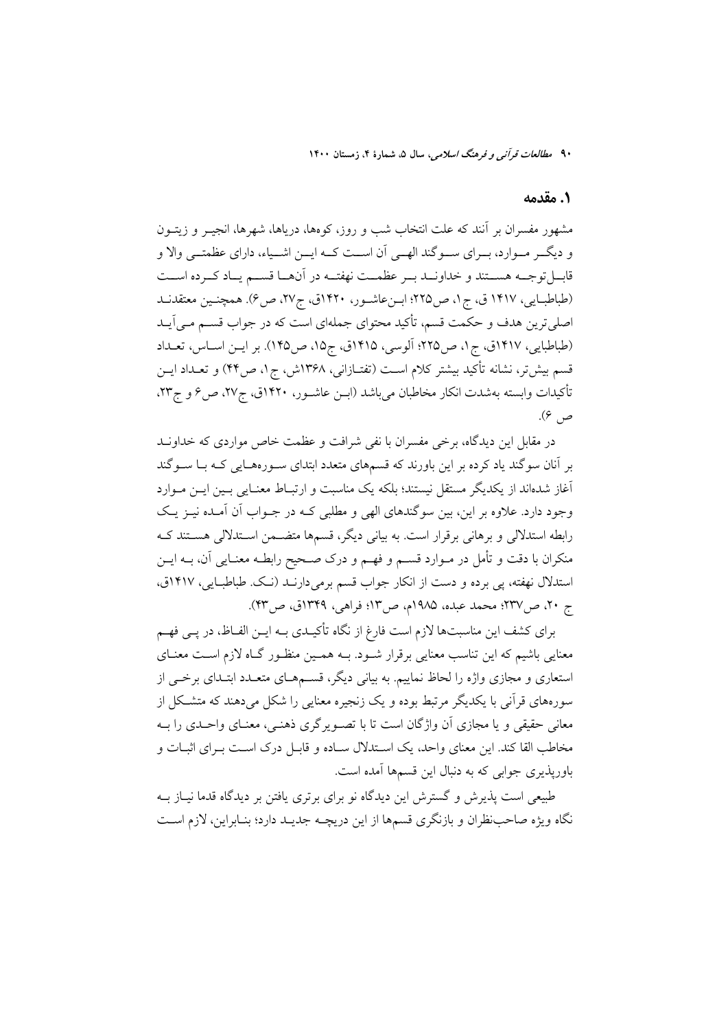## ۱. مقدمه

مشهور مفسران بر آنند که علت انتخاب شب و روز، کوه‌ها، دریاها، شهرها، انجیر و زیتون و دیگر موارد، برای سوگند الهی آن است که این اشیاء، دارای عظمتی والا و قابل‌توجه هستند و خداوند بر عظمت نهفته در آن‌ها قسم یاد کرده است (طباطبایی، ۱۴۱۷ ق، ج۱، ص۲۲۵؛ ابن‌عاشور، ۱۴۲۰ق، ج۲۷، ص۶). همچنین معتقدند اصلی‌ترین هدف و حکمت قسم، تأکید محتوای جمله‌ای است که در جواب قسم می‌آید (طباطبایی، ۱۴۱۷ق، ج۱، ص۲۲۵؛ آلوسی، ۱۴۱۵ق، ج۱۵، ص۱۴۵). بر این اساس، تعداد قسم بیش‌تر، نشانه تأکید بیشتر کلام است (تفتازانی، ۱۳۶۸ش، ج۱، ص۴۴) و تعداد این تأکیدات وابسته به‌شدت انکار مخاطبان می‌باشد (ابن عاشور، ۱۴۲۰ق، ج۲۷، ص۶ و ج۲۳، ص ۶).

در مقابل این دیدگاه، برخی مفسران با نفی شرافت و عظمت خاص مواردی که خداوند بر آنان سوگند یاد کرده بر این باورند که قسم‌های متعدد ابتدای سوره‌هایی که با سوگند آغاز شده‌اند از یکدیگر مستقل نیستند؛ بلکه یک مناسبت و ارتباط معنایی بین این موارد وجود دارد. علاوه بر این، بین سوگندهای الهی و مطلبی که در جواب آن آمده نیز یک رابطه استدلالی و برهانی برقرار است. به بیانی دیگر، قسم‌ها متضمن استدلالی هستند که منکران با دقت و تأمل در موارد قسم و فهم و درک صحیح رابطه معنایی آن، به این استدلال نهفته، پی برده و دست از انکار جواب قسم برمی‌دارند (نک. طباطبایی، ۱۴۱۷ق، ج ۲۰، ص۲۳۷؛ محمد عبده، ۱۹۸۵م، ص۱۳؛ فراهی، ۱۳۴۹ق، ص۴۳).

برای کشف این مناسبت‌ها لازم است فارغ از نگاه تأکیدی به این الفاظ، در پی فهم معنایی باشیم که این تناسب معنایی برقرار شود. به همین منظور گاه لازم است معنای استعاری و مجازی واژه را لحاظ نماییم. به بیانی دیگر، قسم‌های متعدد ابتدای برخی از سوره‌های قرآنی با یکدیگر مرتبط بوده و یک زنجیره معنایی را شکل می‌دهند که متشکل از معانی حقیقی و یا مجازی آن واژگان است تا با تصویرگری ذهنی، معنای واحدی را به مخاطب القا کند. این معنای واحد، یک استدلال ساده و قابل درک است برای اثبات و باورپذیری جوابی که به دنبال این قسم‌ها آمده است.

طبیعی است پذیرش و گسترش این دیدگاه نو برای برتری یافتن بر دیدگاه قدما نیاز به نگاه ویژه صاحب‌نظران و بازنگری قسم‌ها از این دریچه جدید دارد؛ بنابراین، لازم است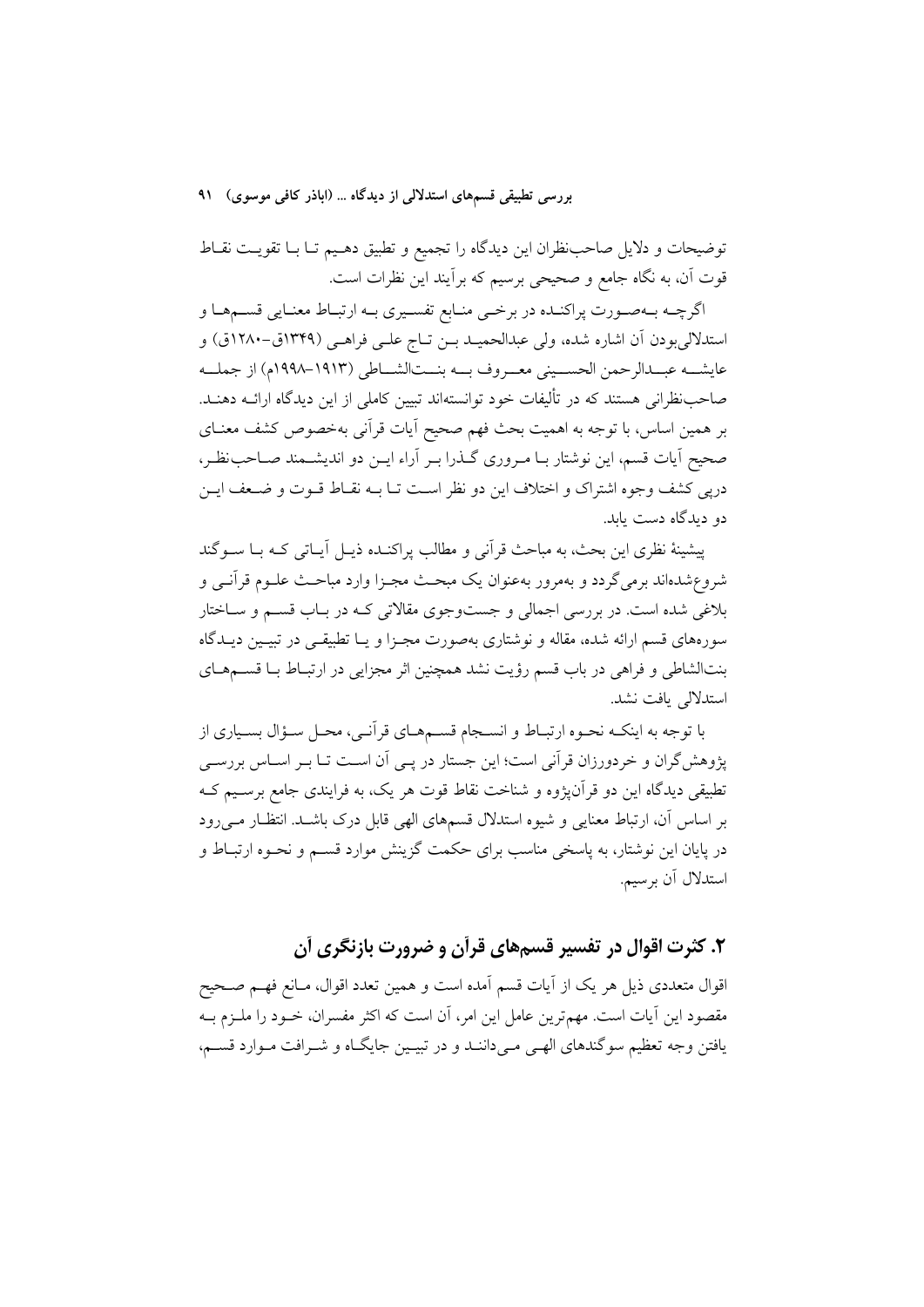توضیحات و دلایل صاحب‌نظران این دیدگاه را تجمیع و تطبیق دهیم تا با تقویت نقاط قوت آن، به نگاه جامع و صحیحی برسیم که برآیند این نظرات است.

اگرچه به‌صورت پراکنده در برخی منابع تفسیری به ارتباط معنایی قسم‌ها و استدلالی‌بودن آن اشاره شده، ولی عبدالحمید بن تاج علی فراهی (۱۳۴۹ق–۱۲۸۰ق) و عایشه عبدالرحمن الحسینی معروف به بنت‌الشاطی (۱۹۱۳–۱۹۹۸م) از جمله صاحب‌نظرانی هستند که در تألیفات خود توانسته‌اند تبیین کاملی از این دیدگاه ارائه دهند. بر همین اساس، با توجه به اهمیت بحث فهم صحیح آیات قرآنی به‌خصوص کشف معنای صحیح آیات قسم، این نوشتار با مروری گذرا بر آراء این دو اندیشمند صاحب‌نظر، درپی کشف وجوه اشتراک و اختلاف این دو نظر است تا به نقاط قوت و ضعف این دو دیدگاه دست یابد.

پیشینهٔ نظری این بحث، به مباحث قرآنی و مطالب پراکنده ذیل آیاتی که با سوگند شروع‌شده‌اند برمی‌گردد و به‌مرور به‌عنوان یک مبحث مجزا وارد مباحث علوم قرآنی و بلاغی شده است. در بررسی اجمالی و جست‌وجوی مقالاتی که در باب قسم و ساختار سوره‌های قسم ارائه شده، مقاله و نوشتاری به‌صورت مجزا و یا تطبیقی در تبیین دیدگاه بنت‌الشاطی و فراهی در باب قسم رؤیت نشد همچنین اثر مجزایی در ارتباط با قسم‌های استدلالی یافت نشد.

با توجه به اینکه نحوه ارتباط و انسجام قسم‌های قرآنی، محل سؤال بسیاری از پژوهش‌گران و خردورزان قرآنی است؛ این جستار در پی آن است تا بر اساس بررسی تطبیقی دیدگاه این دو قرآن‌پژوه و شناخت نقاط قوت هر یک، به فرایندی جامع برسیم که بر اساس آن، ارتباط معنایی و شیوه استدلال قسم‌های الهی قابل درک باشد. انتظار می‌رود در پایان این نوشتار، به پاسخی مناسب برای حکمت گزینش موارد قسم و نحوه ارتباط و استدلال آن برسیم.

## ۲. کثرت اقوال در تفسیر قسم‌های قرآن و ضرورت بازنگری آن

اقوال متعددی ذیل هر یک از آیات قسم آمده است و همین تعدد اقوال، مانع فهم صحیح مقصود این آیات است. مهم‌ترین عامل این امر، آن است که اکثر مفسران، خود را ملزم به یافتن وجه تعظیم سوگندهای الهی می‌دانند و در تبیین جایگاه و شرافت موارد قسم،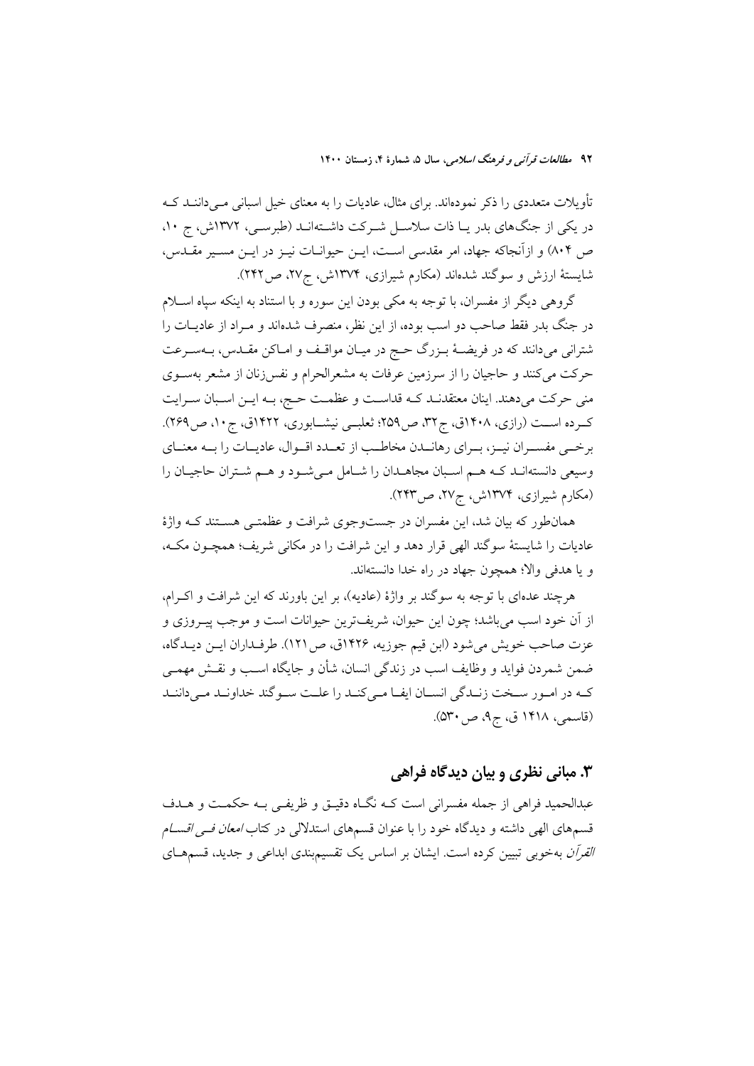تأویلات متعددی را ذکر نموده‌اند. برای مثال، عادیات را به معنای خیل اسبانی می‌دانند که در یکی از جنگ‌های بدر یا ذات سلاسل شرکت داشته‌اند (طبرسی، ۱۳۷۲ش، ج ۱۰، ص ۸۰۴) و ازآنجاکه جهاد، امر مقدسی است، این حیوانات نیز در این مسیر مقدس، شایستهٔ ارزش و سوگند شده‌اند (مکارم شیرازی، ۱۳۷۴ش، ج۲۷، ص۲۴۲).

گروهی دیگر از مفسران، با توجه به مکی بودن این سوره و با استناد به اینکه سپاه اسلام در جنگ بدر فقط صاحب دو اسب بوده، از این نظر، منصرف شده‌اند و مراد از عادیات را شترانی می‌دانند که در فریضهٔ بزرگ حج در میان مواقف و اماکن مقدس، به‌سرعت حرکت می‌کنند و حاجیان را از سرزمین عرفات به مشعرالحرام و نفس‌زنان از مشعر به‌سوی منی حرکت می‌دهند. اینان معتقدند که قداست و عظمت حج، به این اسبان سرایت کرده است (رازی، ۱۴۰۸ق، ج۳۲، ص۲۵۹؛ ثعلبی نیشابوری، ۱۴۲۲ق، ج۱۰، ص۲۶۹). برخی مفسران نیز، برای رهاندن مخاطب از تعدد اقوال، عادیات را به معنای وسیعی دانسته‌اند که هم اسبان مجاهدان را شامل می‌شود و هم شتران حاجیان را (مکارم شیرازی، ۱۳۷۴ش، ج۲۷، ص۲۴۳).

همان‌طور که بیان شد، این مفسران در جست‌وجوی شرافت و عظمتی هستند که واژهٔ عادیات را شایستهٔ سوگند الهی قرار دهد و این شرافت را در مکانی شریف؛ همچون مکه، و یا هدفی والا؛ همچون جهاد در راه خدا دانسته‌اند.

هرچند عده‌ای با توجه به سوگند بر واژهٔ (عادیه)، بر این باورند که این شرافت و اکرام، از آن خود اسب می‌باشد؛ چون این حیوان، شریف‌ترین حیوانات است و موجب پیروزی و عزت صاحب خویش می‌شود (ابن قیم جوزیه، ۱۴۲۶ق، ص۱۲۱). طرفداران این دیدگاه، ضمن شمردن فواید و وظایف اسب در زندگی انسان، شأن و جایگاه اسب و نقش مهمی که در امور سخت زندگی انسان ایفا می‌کند را علت سوگند خداوند می‌دانند (قاسمی، ۱۴۱۸ ق، ج۹، ص۵۳۰).

## ۳. مبانی نظری و بیان دیدگاه فراهی

عبدالحمید فراهی از جمله مفسرانی است که نگاه دقیق و ظریفی به حکمت و هدف قسم‌های الهی داشته و دیدگاه خود را با عنوان قسم‌های استدلالی در کتاب *امعان فی اقسام القرآن* به‌خوبی تبیین کرده است. ایشان بر اساس یک تقسیم‌بندی ابداعی و جدید، قسم‌های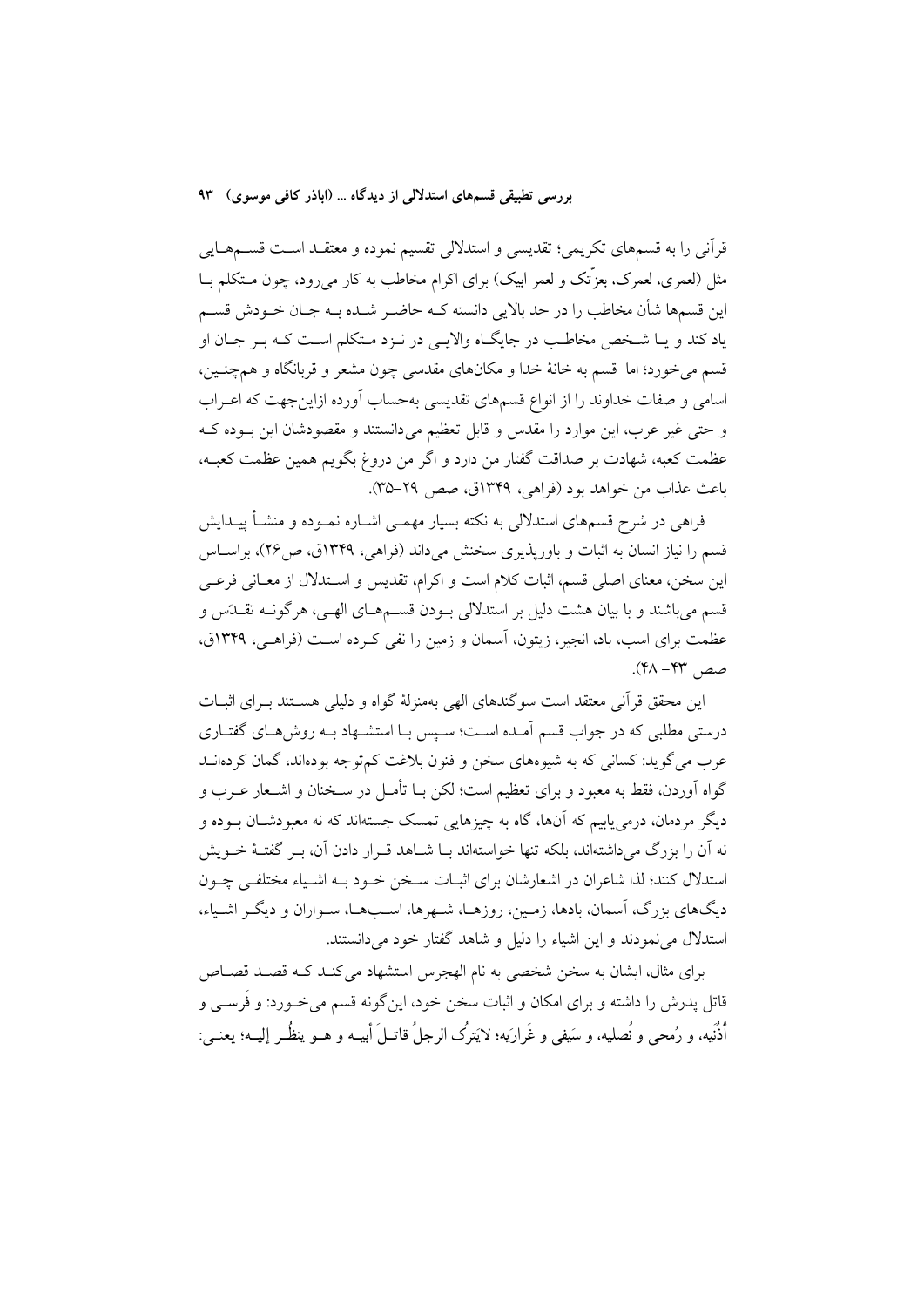قرآنی را به قسم‌های تکریمی؛ تقدیسی و استدلالی تقسیم نموده و معتقد است قسم‌هایی مثل (لعمری، لعمرک، بعزّتک و لعمر ابیک) برای اکرام مخاطب به کار می‌رود، چون متکلم با این قسم‌ها شأن مخاطب را در حد بالایی دانسته که حاضر شده به جان خودش قسم یاد کند و یا شخص مخاطب در جایگاه والایی در نزد متکلم است که بر جان او قسم می‌خورد؛ اما قسم به خانهٔ خدا و مکان‌های مقدسی چون مشعر و قربانگاه و همچنین، اسامی و صفات خداوند را از انواع قسم‌های تقدیسی به‌حساب آورده ازاین‌جهت که اعراب و حتی غیر عرب، این موارد را مقدس و قابل تعظیم می‌دانستند و مقصودشان این بوده که عظمت کعبه، شهادت بر صداقت گفتار من دارد و اگر من دروغ بگویم همین عظمت کعبه، باعث عذاب من خواهد بود (فراهی، ۱۳۴۹ق، صص ۲۹–۳۵).

فراهی در شرح قسم‌های استدلالی به نکته بسیار مهمی اشاره نموده و منشأ پیدایش قسم را نیاز انسان به اثبات و باورپذیری سخنش می‌داند (فراهی، ۱۳۴۹ق، ص۲۶)، براساس این سخن، معنای اصلی قسم، اثبات کلام است و اکرام، تقدیس و استدلال از معانی فرعی قسم می‌باشند و با بیان هشت دلیل بر استدلالی بودن قسم‌های الهی، هرگونه تقدّس و عظمت برای اسب، باد، انجیر، زیتون، آسمان و زمین را نفی کرده است (فراهی، ۱۳۴۹ق، صص ۴۳– ۴۸).

این محقق قرآنی معتقد است سوگندهای الهی به‌منزلهٔ گواه و دلیلی هستند برای اثبات درستی مطلبی که در جواب قسم آمده است؛ سپس با استشهاد به روش‌های گفتاری عرب می‌گوید: کسانی که به شیوه‌های سخن و فنون بلاغت کم‌توجه بوده‌اند، گمان کرده‌اند گواه آوردن، فقط به معبود و برای تعظیم است؛ لکن با تأمل در سخنان و اشعار عرب و دیگر مردمان، درمی‌یابیم که آن‌ها، گاه به چیزهایی تمسک جسته‌اند که نه معبودشان بوده و نه آن را بزرگ می‌داشته‌اند، بلکه تنها خواسته‌اند با شاهد قرار دادن آن، بر گفتهٔ خویش استدلال کنند؛ لذا شاعران در اشعارشان برای اثبات سخن خود به اشیاء مختلفی چون دیگ‌های بزرگ، آسمان، بادها، زمین، روزها، شهرها، اسب‌ها، سواران و دیگر اشیاء، استدلال می‌نمودند و این اشیاء را دلیل و شاهد گفتار خود می‌دانستند.

برای مثال، ایشان به سخن شخصی به نام الهجرس استشهاد می‌کند که قصد قصاص قاتل پدرش را داشته و برای امکان و اثبات سخن خود، این‌گونه قسم می‌خورد: و فَرَسی و أُذُنَیه، و رُمحی و نُصلیه، و سَیفی و غَرارَیه؛ لایَترُک الرجلُ قاتلَ أبیه و هو ینظُر إلیه؛ یعنی: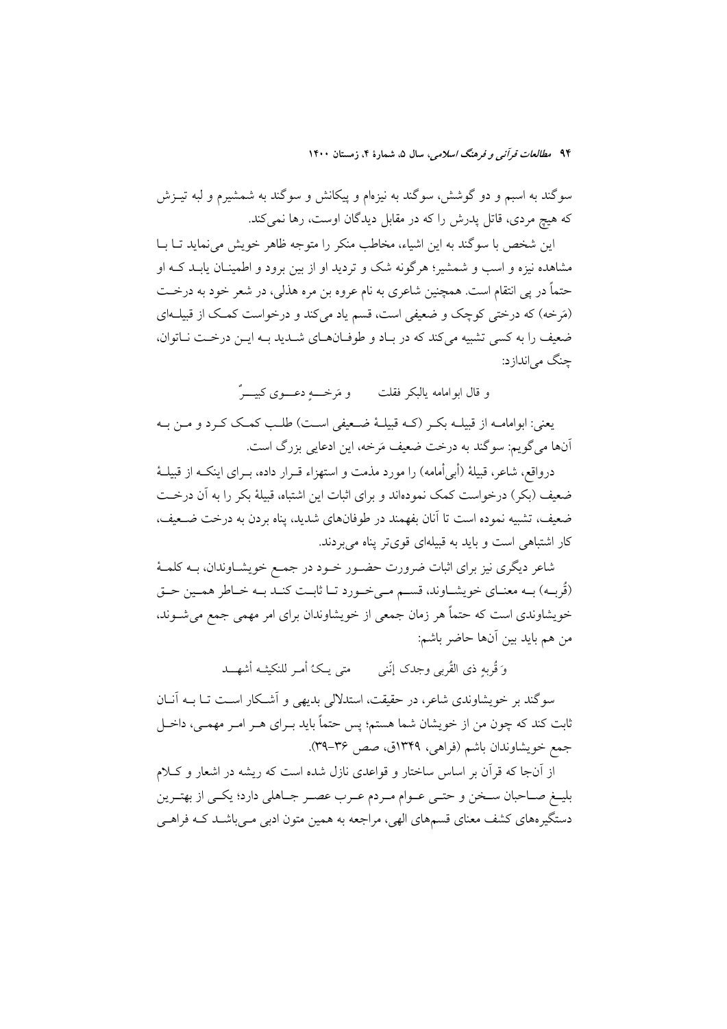سوگند به اسبم و دو گوشش، سوگند به نیزه‌ام و پیکانش و سوگند به شمشیرم و لبه تیزش که هیچ مردی، قاتل پدرش را که در مقابل دیدگان اوست، رها نمی‌کند.

این شخص با سوگند به این اشیاء، مخاطب منکر را متوجه ظاهر خویش می‌نماید تا با مشاهده نیزه و اسب و شمشیر؛ هرگونه شک و تردید او از بین برود و اطمینان یابد که او حتماً در پی انتقام است. همچنین شاعری به نام عروه بن مره هذلی، در شعر خود به درخت (مَرخه) که درختی کوچک و ضعیفی است، قسم یاد می‌کند و درخواست کمک از قبیله‌ای ضعیف را به کسی تشبیه می‌کند که در باد و طوفان‌های شدید به این درخت ناتوان، چنگ می‌اندازد:

و قال ابوامامه یالبکر فقلت　　و مَرخـهِ دعـوی کبیـرٌ

یعنی: ابوامامه از قبیله بکر (که قبیلهٔ ضعیفی است) طلب کمک کرد و من به آن‌ها می‌گویم: سوگند به درخت ضعیف مَرخه، این ادعایی بزرگ است.

درواقع، شاعر، قبیلهٔ (أبی‌أمامه) را مورد مذمت و استهزاء قرار داده، برای اینکه از قبیلهٔ ضعیف (بکر) درخواست کمک نموده‌اند و برای اثبات این اشتباه، قبیلهٔ بکر را به آن درخت ضعیف، تشبیه نموده است تا آنان بفهمند در طوفان‌های شدید، پناه بردن به درخت ضعیف، کار اشتباهی است و باید به قبیله‌ای قوی‌تر پناه می‌بردند.

شاعر دیگری نیز برای اثبات ضرورت حضور خود در جمع خویشاوندان، به کلمهٔ (قُربه) به معنای خویشاوند، قسم می‌خورد تا ثابت کند به خاطر همین حق خویشاوندی است که حتماً هر زمان جمعی از خویشاوندان برای امر مهمی جمع می‌شوند، من هم باید بین آن‌ها حاضر باشم:

وَ قُربهٍ ذی القُربی وجدک إنّنی　　متی یکُ أمر للنکیثه أشهـد

سوگند بر خویشاوندی شاعر، در حقیقت، استدلالی بدیهی و آشکار است تا به آنان ثابت کند که چون من از خویشان شما هستم؛ پس حتماً باید برای هر امر مهمی، داخل جمع خویشاوندان باشم (فراهی، ۱۳۴۹ق، صص ۳۶-۳۹).

از آن‌جا که قرآن بر اساس ساختار و قواعدی نازل شده است که ریشه در اشعار و کلام بلیغ صاحبان سخن و حتی عوام مردم عرب عصر جاهلی دارد؛ یکی از بهترین دستگیره‌های کشف معنای قسم‌های الهی، مراجعه به همین متون ادبی می‌باشد که فراهی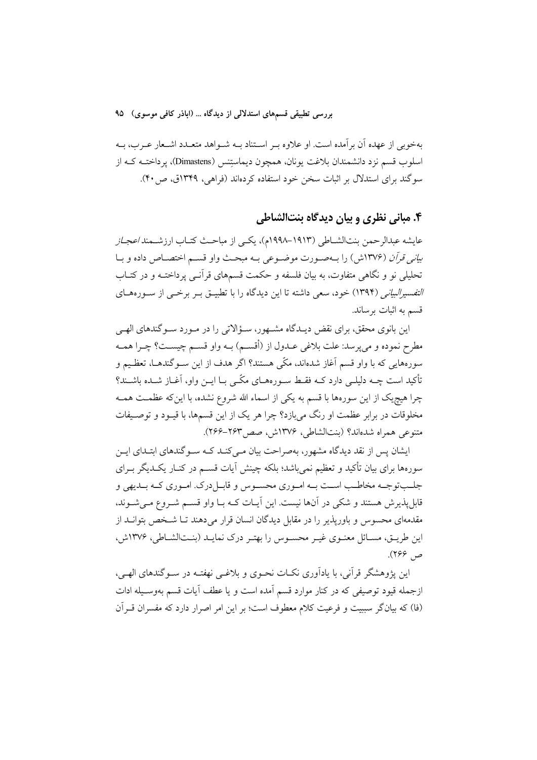به‌خوبی از عهده آن برآمده است. او علاوه بـر اسـتناد بـه شـواهد متعـدد اشـعار عـرب، بـه اسلوب قسم نزد دانشمندان بلاغت یونان، همچون دیماستِنس (Dimastens)، پرداختـه کـه از سوگند برای استدلال بر اثبات سخن خود استفاده کرده‌اند (فراهی، ۱۳۴۹ق، ص۴۰).

## ۴. مبانی نظری و بیان دیدگاه بنت‌الشاطی

عایشه عبدالرحمن بنت‌الشـاطی (۱۹۱۳–۱۹۹۸م)، یکـی از مباحـث کتـاب ارزشـمند *اعجـاز بیانی قرآن* (۱۳۷۶ش) را بـه‌صـورت موضـوعی بـه مبحـث واو قسـم اختصـاص داده و بـا تحلیلی نو و نگاهی متفاوت، به بیان فلسفه و حکمت قسم‌های قرآنـی پرداختـه و در کتـاب *التفسیرالبیانی* (۱۳۹۴) خود، سعی داشته تا این دیدگاه را با تطبیـق بـر برخـی از سـوره‌هـای قسم به اثبات برساند.

این بانوی محقق، برای نقض دیـدگاه مشـهور، سـؤالاتی را در مـورد سـوگندهای الهـی مطرح نموده و می‌پرسد: علت بلاغی عـدول از (أقسـم) بـه واو قسـم چیسـت؟ چـرا همـه سوره‌هایی که با واو قسم آغاز شده‌اند، مکّی هستند؟ اگر هدف از این سـوگندهـا، تعظـیم و تأکید است چـه دلیلـی دارد کـه فقـط سـوره‌هـای مکّـی بـا ایـن واو، آغـاز شـده باشـند؟ چرا هیچ‌یک از این سوره‌ها با قسم به یکی از اسماء الله شروع نشده، با این‌که عظمـت همـه مخلوقات در برابر عظمت او رنگ می‌بازد؟ چرا هر یک از این قسم‌ها، با قیـود و توصـیفات متنوعی همراه شده‌اند؟ (بنت‌الشاطی، ۱۳۷۶ش، صص۲۶۳–۲۶۶).

ایشان پس از نقد دیدگاه مشهور، به‌صراحت بیان مـی‌کنـد کـه سـوگندهای ابتـدای ایـن سوره‌ها برای بیان تأکید و تعظیم نمی‌باشد؛ بلکه چینش آیات قسـم در کنـار یکـدیگر بـرای جلـب‌توجـه مخاطـب اسـت بـه امـوری محسـوس و قابـل‌درک. امـوری کـه بـدیهی و قابل‌پذیرش هستند و شکی در آن‌ها نیست. این آیـات کـه بـا واو قسـم شـروع مـی‌شـوند، مقدمه‌ای محسوس و باورپذیر را در مقابل دیدگان انسان قرار می‌دهند تـا شـخص بتوانـد از این طریـق، مسـائل معنـوی غیـر محسـوس را بهتـر درک نمایـد (بنـت‌الشـاطی، ۱۳۷۶ش، ص ۲۶۶).

این پژوهشگر قرآنی، با یادآوری نکـات نحـوی و بلاغـی نهفتـه در سـوگندهای الهـی، ازجمله قیود توصیفی که در کنار موارد قسم آمده است و یا عطف آیات قسم به‌وسـیله ادات (فا) که بیان‌گر سببیت و فرعیت کلام معطوف است؛ بر این امر اصرار دارد که مفسران قـرآن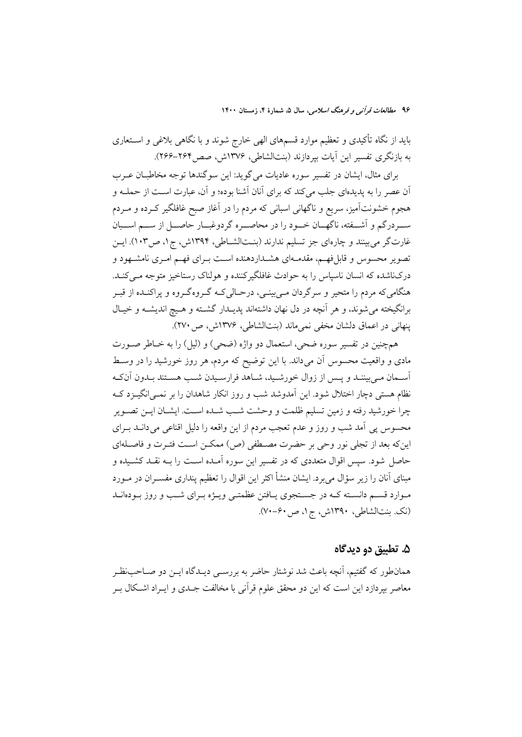باید از نگاه تأکیدی و تعظیم موارد قسم‌های الهی خارج شوند و با نگاهی بلاغی و استعاری به بازنگری تفسیر این آیات بپردازند (بنت‌الشاطی، ۱۳۷۶ش، صص۲۶۴-۲۶۶).

برای مثال، ایشان در تفسیر سوره عادیات می‌گوید: این سوگندها توجه مخاطبان عرب آن عصر را به پدیده‌ای جلب می‌کند که برای آنان آشنا بوده؛ و آن، عبارت است از حمله و هجوم خشونت‌آمیز، سریع و ناگهانی اسبانی که مردم را در آغاز صبح غافلگیر کرده و مردم سردرگم و آشفته، ناگهان خود را در محاصره گردوغبار حاصل از سم اسبان غارتگر می‌بینند و چاره‌ای جز تسلیم ندارند (بنت‌الشاطی، ۱۳۹۴ش، ج۱، ص۱۰۳). این تصویر محسوس و قابل‌فهم، مقدمه‌ای هشداردهنده است برای فهم امری نامشهود و درک‌ناشده که انسان ناسپاس را به حوادث غافلگیرکننده و هولناک رستاخیز متوجه می‌کند. هنگامی‌که مردم را متحیر و سرگردان می‌بینی، درحالی‌که گروه‌گروه و پراکنده از قبر برانگیخته می‌شوند، و هر آنچه در دل نهان داشته‌اند پدیدار گشته و هیچ اندیشه و خیال پنهانی در اعماق دلشان مخفی نمی‌ماند (بنت‌الشاطی، ۱۳۷۶ش، ص۲۷۰).

همچنین در تفسیر سوره ضحی، استعمال دو واژه (ضحی) و (لیل) را به خاطر صورت مادی و واقعیت محسوس آن می‌داند. با این توضیح که مردم، هر روز خورشید را در وسط آسمان می‌بینند و پس از زوال خورشید، شاهد فرارسیدن شب هستند بدون آنکه نظام هستی دچار اختلال شود. این آمدوشد شب و روز انکار شاهدان را بر نمی‌انگیزد که چرا خورشید رفته و زمین تسلیم ظلمت و وحشت شب شده است. ایشان این تصویر محسوس پی آمد شب و روز و عدم تعجب مردم از این واقعه را دلیل اقناعی می‌داند برای این‌که بعد از تجلی نور وحی بر حضرت مصطفی (ص) ممکن است فترت و فاصله‌ای حاصل شود. سپس اقوال متعددی که در تفسیر این سوره آمده است را به نقد کشیده و مبنای آنان را زیر سؤال می‌برد. ایشان منشأ اکثر این اقوال را تعظیم پنداری مفسران در مورد موارد قسم دانسته که در جستجوی یافتن عظمتی ویژه برای شب و روز بوده‌اند (نک. بنت‌الشاطی، ۱۳۹۰ش، ج۱، ص۶۰-۷۰).

## ۵. تطبیق دو دیدگاه

همان‌طور که گفتیم، آنچه باعث شد نوشتار حاضر به بررسی دیدگاه این دو صاحب‌نظر معاصر بپردازد این است که این دو محقق علوم قرآنی با مخالفت جدی و ایراد اشکال بر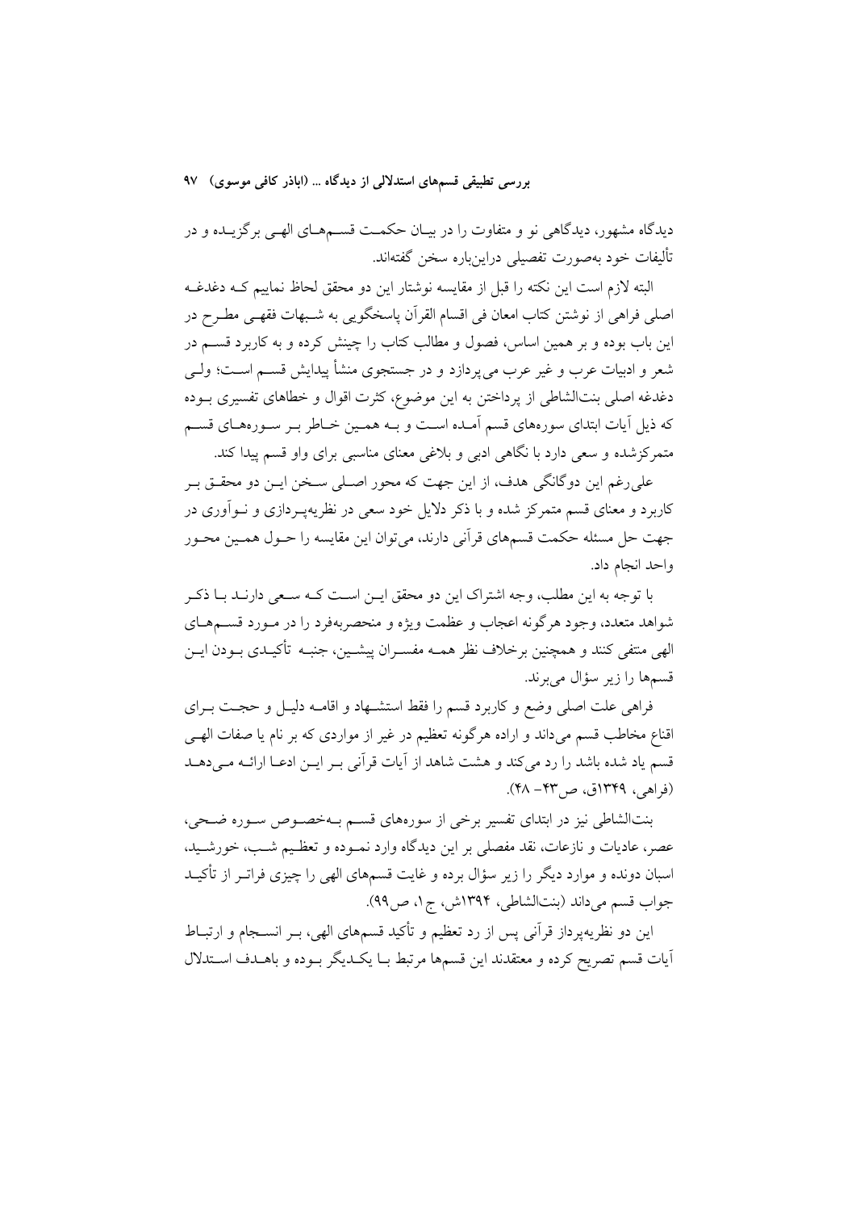دیدگاه مشهور، دیدگاهی نو و متفاوت را در بیـان حکمـت قسـم‌هـای الهـی برگزیـده و در تألیفات خود به‌صورت تفصیلی دراین‌باره سخن گفته‌اند.

البته لازم است این نکته را قبل از مقایسه نوشتار این دو محقق لحاظ نماییم کـه دغدغـه اصلی فراهی از نوشتن کتاب امعان فی اقسام القرآن پاسخگویی به شـبهات فقهـی مطـرح در این باب بوده و بر همین اساس، فصول و مطالب کتاب را چینش کرده و به کاربرد قسـم در شعر و ادبیات عرب و غیر عرب می‌پردازد و در جستجوی منشأ پیدایش قسـم اسـت؛ ولـی دغدغه اصلی بنت‌الشاطی از پرداختن به این موضوع، کثرت اقوال و خطاهای تفسیری بـوده که ذیل آیات ابتدای سوره‌های قسم آمـده اسـت و بـه همـین خـاطر بـر سـوره‌هـای قسـم متمرکزشده و سعی دارد با نگاهی ادبی و بلاغی معنای مناسبی برای واو قسم پیدا کند.

علی‌رغم این دوگانگی هدف، از این جهت که محور اصـلی سـخن ایـن دو محقـق بـر کاربرد و معنای قسم متمرکز شده و با ذکر دلایل خود سعی در نظریه‌پـردازی و نـوآوری در جهت حل مسئله حکمت قسم‌های قرآنی دارند، می‌توان این مقایسه را حـول همـین محـور واحد انجام داد.

با توجه به این مطلب، وجه اشتراک این دو محقق ایـن اسـت کـه سـعی دارنـد بـا ذکـر شواهد متعدد، وجود هرگونه اعجاب و عظمت ویژه و منحصربه‌فرد را در مـورد قسـم‌هـای الهی منتفی کنند و همچنین برخلاف نظر همـه مفسـران پیشـین، جنبـه تأکیـدی بـودن ایـن قسم‌ها را زیر سؤال می‌برند.

فراهی علت اصلی وضع و کاربرد قسم را فقط استشـهاد و اقامـه دلیـل و حجـت بـرای اقناع مخاطب قسم می‌داند و اراده هرگونه تعظیم در غیر از مواردی که بر نام یا صفات الهـی قسم یاد شده باشد را رد می‌کند و هشت شاهد از آیات قرآنی بـر ایـن ادعـا ارائـه مـی‌دهـد (فراهی، ۱۳۴۹ق، ص۴۳– ۴۸).

بنت‌الشاطی نیز در ابتدای تفسیر برخی از سوره‌های قسـم بـه‌خصـوص سـوره ضـحی، عصر، عادیات و نازعات، نقد مفصلی بر این دیدگاه وارد نمـوده و تعظیـم شـب، خورشـید، اسبان دونده و موارد دیگر را زیر سؤال برده و غایت قسم‌های الهی را چیزی فراتـر از تأکیـد جواب قسم می‌داند (بنت‌الشاطی، ۱۳۹۴ش، ج۱، ص۹۹).

این دو نظریه‌پرداز قرآنی پس از رد تعظیم و تأکید قسم‌های الهی، بـر انسـجام و ارتبـاط آیات قسم تصریح کرده و معتقدند این قسم‌ها مرتبط بـا یکـدیگر بـوده و باهـدف اسـتدلال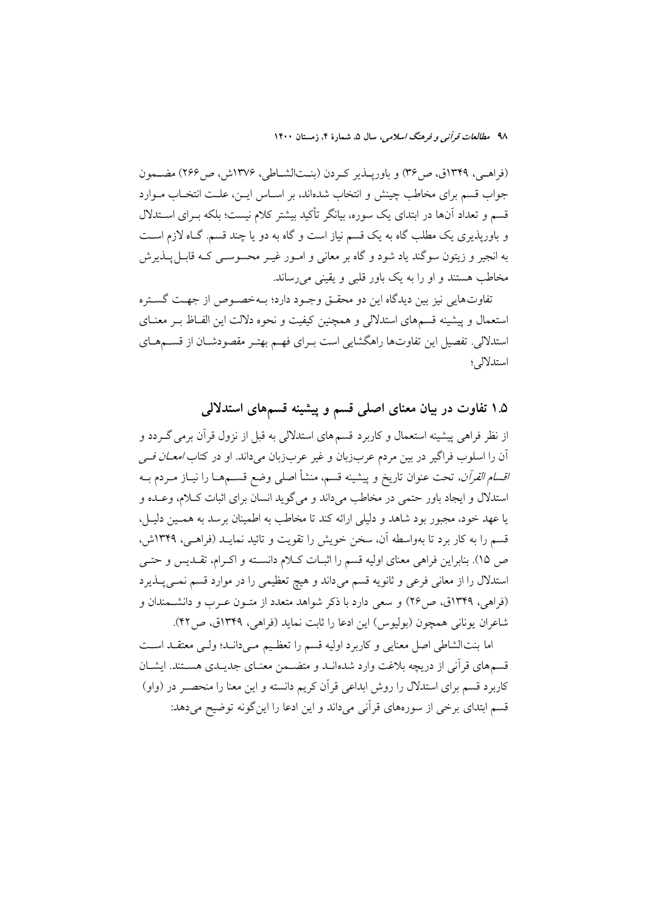(فراهی، ۱۳۴۹ق، ص۳۶) و باورپذیر کردن (بنت‌الشاطی، ۱۳۷۶ش، ص۲۶۶) مضمون جواب قسم برای مخاطب چینش و انتخاب شده‌اند، بر اساس این، علت انتخاب موارد قسم و تعداد آن‌ها در ابتدای یک سوره، بیانگر تأکید بیشتر کلام نیست؛ بلکه برای استدلال و باورپذیری یک مطلب گاه به یک قسم نیاز است و گاه به دو یا چند قسم. گاه لازم است به انجیر و زیتون سوگند یاد شود و گاه بر معانی و امور غیر محسوسی که قابل پذیرش مخاطب هستند و او را به یک باور قلبی و یقینی می‌رساند.

تفاوت‌هایی نیز بین دیدگاه این دو محقق وجود دارد؛ به‌خصوص از جهت گستره استعمال و پیشینه قسم‌های استدلالی و همچنین کیفیت و نحوه دلالت این الفاظ بر معنای استدلالی. تفصیل این تفاوت‌ها راهگشایی است برای فهم بهتر مقصودشان از قسم‌های استدلالی؛

## ۱.۵ تفاوت در بیان معنای اصلی قسم و پیشینه قسم‌های استدلالی

از نظر فراهی پیشینه استعمال و کاربرد قسم‌های استدلالی به قبل از نزول قرآن برمی‌گردد و آن را اسلوب فراگیر در بین مردم عرب‌زبان و غیر عرب‌زبان می‌داند. او در کتاب *امعان فی اقسام القرآن*، تحت عنوان تاریخ و پیشینه قسم، منشأ اصلی وضع قسم‌ها را نیاز مردم به استدلال و ایجاد باور حتمی در مخاطب می‌داند و می‌گوید انسان برای اثبات کلام، وعده و یا عهد خود، مجبور بود شاهد و دلیلی ارائه کند تا مخاطب به اطمینان برسد به همین دلیل، قسم را به کار برد تا به‌واسطه آن، سخن خویش را تقویت و تائید نماید (فراهی، ۱۳۴۹ش، ص ۱۵). بنابراین فراهی معنای اولیه قسم را اثبات کلام دانسته و اکرام، تقدیس و حتی استدلال را از معانی فرعی و ثانویه قسم می‌داند و هیچ تعظیمی را در موارد قسم نمی‌پذیرد (فراهی، ۱۳۴۹ق، ص۲۶) و سعی دارد با ذکر شواهد متعدد از متون عرب و دانشمندان و شاعران یونانی همچون (بولیوس) این ادعا را ثابت نماید (فراهی، ۱۳۴۹ق، ص۴۲).

اما بنت‌الشاطی اصل معنایی و کاربرد اولیه قسم را تعظیم می‌داند؛ ولی معتقد است قسم‌های قرآنی از دریچه بلاغت وارد شده‌اند و متضمن معنای جدیدی هستند. ایشان کاربرد قسم برای استدلال را روش ابداعی قرآن کریم دانسته و این معنا را منحصر در (واو) قسم ابتدای برخی از سوره‌های قرآنی می‌داند و این ادعا را این‌گونه توضیح می‌دهد: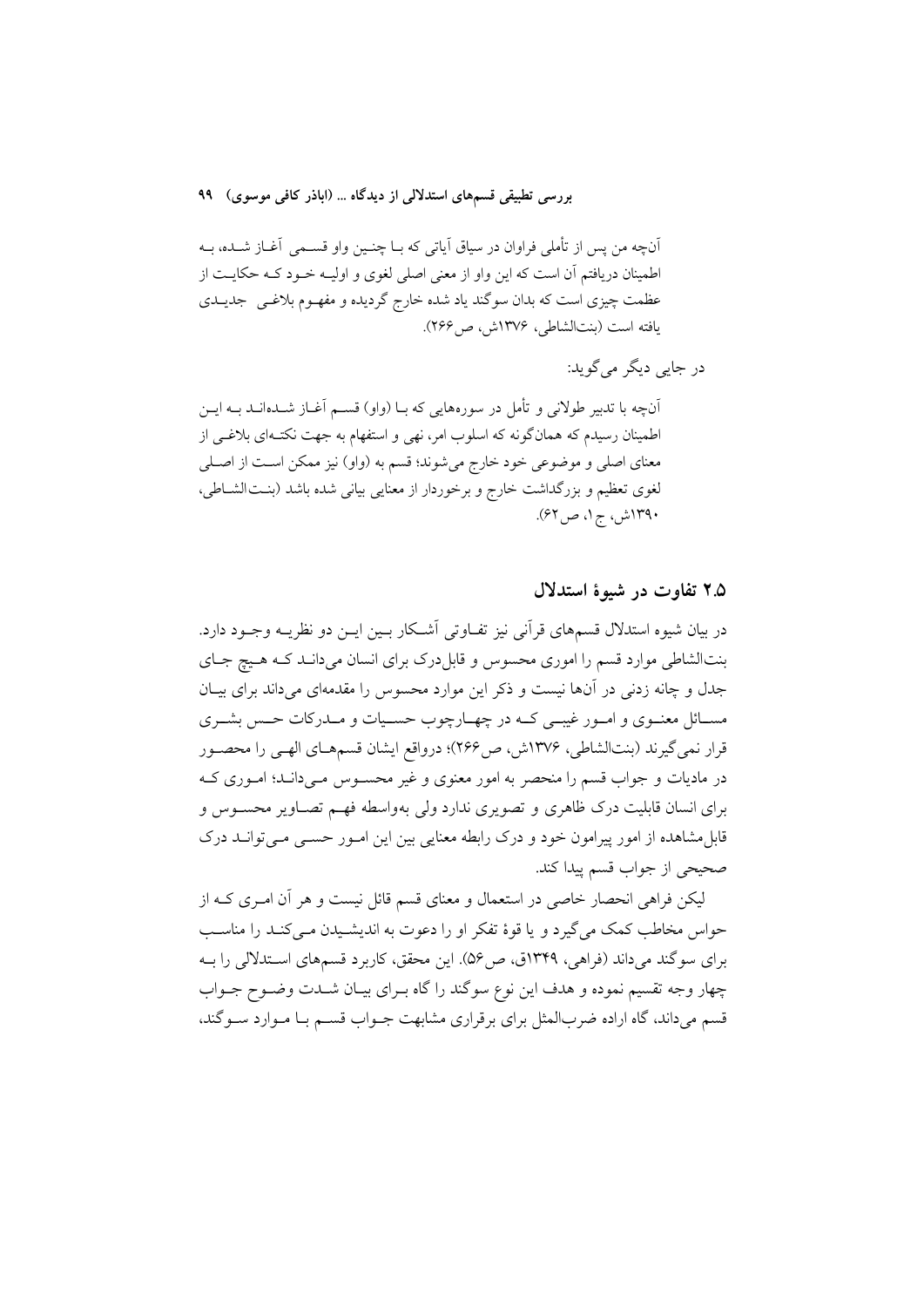آن‌چه من پس از تأملی فراوان در سیاق آیاتی که با چنین واو قسمی آغاز شده، به اطمینان دریافتم آن است که این واو از معنی اصلی لغوی و اولیه خود که حکایت از عظمت چیزی است که بدان سوگند یاد شده خارج گردیده و مفهوم بلاغی جدیدی یافته است (بنت‌الشاطی، ۱۳۷۶ش، ص۲۶۶).

در جایی دیگر می‌گوید:

آن‌چه با تدبیر طولانی و تأمل در سوره‌هایی که با (واو) قسم آغاز شده‌اند به این اطمینان رسیدم که همان‌گونه که اسلوب امر، نهی و استفهام به جهت نکته‌ای بلاغی از معنای اصلی و موضوعی خود خارج می‌شوند؛ قسم به (واو) نیز ممکن است از اصلی لغوی تعظیم و بزرگداشت خارج و برخوردار از معنایی بیانی شده باشد (بنت‌الشاطی، ۱۳۹۰ش، ج۱، ص۶۲).

## ۲.۵ تفاوت در شیوهٔ استدلال

در بیان شیوه استدلال قسم‌های قرآنی نیز تفاوتی آشکار بین این دو نظریه وجود دارد. بنت‌الشاطی موارد قسم را اموری محسوس و قابل‌درک برای انسان می‌داند که هیچ جای جدل و چانه زدنی در آن‌ها نیست و ذکر این موارد محسوس را مقدمه‌ای می‌داند برای بیان مسائل معنوی و امور غیبی که در چهارچوب حسیات و مدرکات حس بشری قرار نمی‌گیرند (بنت‌الشاطی، ۱۳۷۶ش، ص۲۶۶)؛ درواقع ایشان قسم‌های الهی را محصور در مادیات و جواب قسم را منحصر به امور معنوی و غیر محسوس می‌داند؛ اموری که برای انسان قابلیت درک ظاهری و تصویری ندارد ولی به‌واسطه فهم تصاویر محسوس و قابل‌مشاهده از امور پیرامون خود و درک رابطه معنایی بین این امور حسی می‌تواند درک صحیحی از جواب قسم پیدا کند.

لیکن فراهی انحصار خاصی در استعمال و معنای قسم قائل نیست و هر آن امری که از حواس مخاطب کمک می‌گیرد و یا قوهٔ تفکر او را دعوت به اندیشیدن می‌کند را مناسب برای سوگند می‌داند (فراهی، ۱۳۴۹ق، ص۵۶). این محقق، کاربرد قسم‌های استدلالی را به چهار وجه تقسیم نموده و هدف این نوع سوگند را گاه برای بیان شدت وضوح جواب قسم می‌داند، گاه اراده ضرب‌المثل برای برقراری مشابهت جواب قسم با موارد سوگند،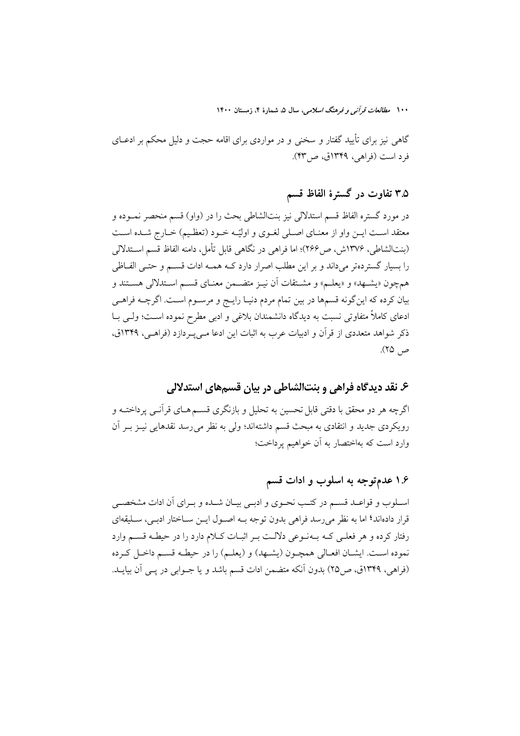گاهی نیز برای تأیید گفتار و سخنی و در مواردی برای اقامه حجت و دلیل محکم بر ادعای فرد است (فراهی، ۱۳۴۹ق، ص۴۳).

### ۳.۵ تفاوت در گسترۀ الفاظ قسم

در مورد گستره الفاظ قسم استدلالی نیز بنت‌الشاطی بحث را در (واو) قسم منحصر نموده و معتقد است این واو از معنای اصلی لغوی و اولیّه خود (تعظیم) خارج شده است (بنت‌الشاطی، ۱۳۷۶ش، ص۲۶۶)؛ اما فراهی در نگاهی قابل تأمل، دامنه الفاظ قسم استدلالی را بسیار گسترده‌تر می‌داند و بر این مطلب اصرار دارد که همه ادات قسم و حتی الفاظی همچون «یشهد» و «یعلم» و مشتقات آن نیز متضمن معنای قسم استدلالی هستند و بیان کرده که این‌گونه قسم‌ها در بین تمام مردم دنیا رایج و مرسوم است. اگرچه فراهی ادعای کاملاً متفاوتی نسبت به دیدگاه دانشمندان بلاغی و ادبی مطرح نموده است؛ ولی با ذکر شواهد متعددی از قرآن و ادبیات عرب به اثبات این ادعا می‌پردازد (فراهی، ۱۳۴۹ق، ص ۲۵).

## ۶. نقد دیدگاه فراهی و بنت‌الشاطی در بیان قسم‌های استدلالی

اگرچه هر دو محقق با دقتی قابل تحسین به تحلیل و بازنگری قسم‌های قرآنی پرداخته و رویکردی جدید و انتقادی به مبحث قسم داشته‌اند؛ ولی به نظر می‌رسد نقدهایی نیز بر آن وارد است که به‌اختصار به آن خواهیم پرداخت؛

### ۱.۶ عدم‌توجه به اسلوب و ادات قسم

اسلوب و قواعد قسم در کتب نحوی و ادبی بیان شده و برای آن ادات مشخصی قرار داده‌اند؛ اما به نظر می‌رسد فراهی بدون توجه به اصول این ساختار ادبی، سلیقه‌ای رفتار کرده و هر فعلی که به‌نوعی دلالت بر اثبات کلام دارد را در حیطه قسم وارد نموده است. ایشان افعالی همچون (یشهد) و (یعلم) را در حیطه قسم داخل کرده (فراهی، ۱۳۴۹ق، ص۲۵) بدون آنکه متضمن ادات قسم باشد و یا جوابی در پی آن بیاید.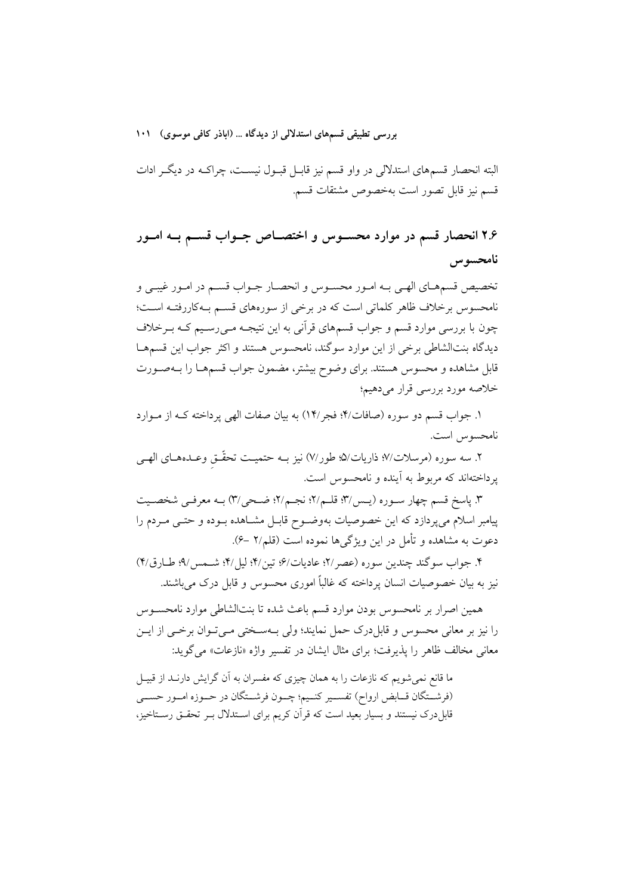البته انحصار قسم‌های استدلالی در واو قسم نیز قابل قبول نیست، چراکه در دیگر ادات قسم نیز قابل تصور است به‌خصوص مشتقات قسم.

## ۲.۶ انحصار قسم در موارد محسوس و اختصاص جواب قسم به امور نامحسوس

تخصیص قسم‌های الهی به امور محسوس و انحصار جواب قسم در امور غیبی و نامحسوس برخلاف ظاهر کلماتی است که در برخی از سوره‌های قسم به‌کاررفته است؛ چون با بررسی موارد قسم و جواب قسم‌های قرآنی به این نتیجه می‌رسیم که برخلاف دیدگاه بنت‌الشاطی برخی از این موارد سوگند، نامحسوس هستند و اکثر جواب این قسم‌ها قابل مشاهده و محسوس هستند. برای وضوح بیشتر، مضمون جواب قسم‌ها را به‌صورت خلاصه مورد بررسی قرار می‌دهیم؛

۱. جواب قسم دو سوره (صافات/۴؛ فجر/۱۴) به بیان صفات الهی پرداخته که از موارد نامحسوس است.

۲. سه سوره (مرسلات/۷؛ ذاریات/۵؛ طور/۷) نیز به حتمیت تحقّقِ وعده‌های الهی پرداخته‌اند که مربوط به آینده و نامحسوس است.

۳. پاسخ قسم چهار سوره (یس/۳؛ قلم/۲؛ نجم/۲؛ ضحی/۳) به معرفی شخصیت پیامبر اسلام می‌پردازد که این خصوصیات به‌وضوح قابل مشاهده بوده و حتی مردم را دعوت به مشاهده و تأمل در این ویژگی‌ها نموده است (قلم/۲ -۶).

۴. جواب سوگند چندین سوره (عصر/۲؛ عادیات/۶؛ تین/۴؛ لیل/۴؛ شمس/۹؛ طارق/۴) نیز به بیان خصوصیات انسان پرداخته که غالباً اموری محسوس و قابل درک می‌باشند.

همین اصرار بر نامحسوس بودن موارد قسم باعث شده تا بنت‌الشاطی موارد نامحسوس را نیز بر معانی محسوس و قابل‌درک حمل نمایند؛ ولی به‌سختی می‌توان برخی از این معانی مخالف ظاهر را پذیرفت؛ برای مثال ایشان در تفسیر واژه «نازعات» می‌گوید:

> ما قانع نمی‌شویم که نازعات را به همان چیزی که مفسران به آن گرایش دارند از قبیل (فرشتگان قابض ارواح) تفسیر کنیم؛ چون فرشتگان در حوزه امور حسی قابل‌درک نیستند و بسیار بعید است که قرآن کریم برای استدلال بر تحقق رستاخیز،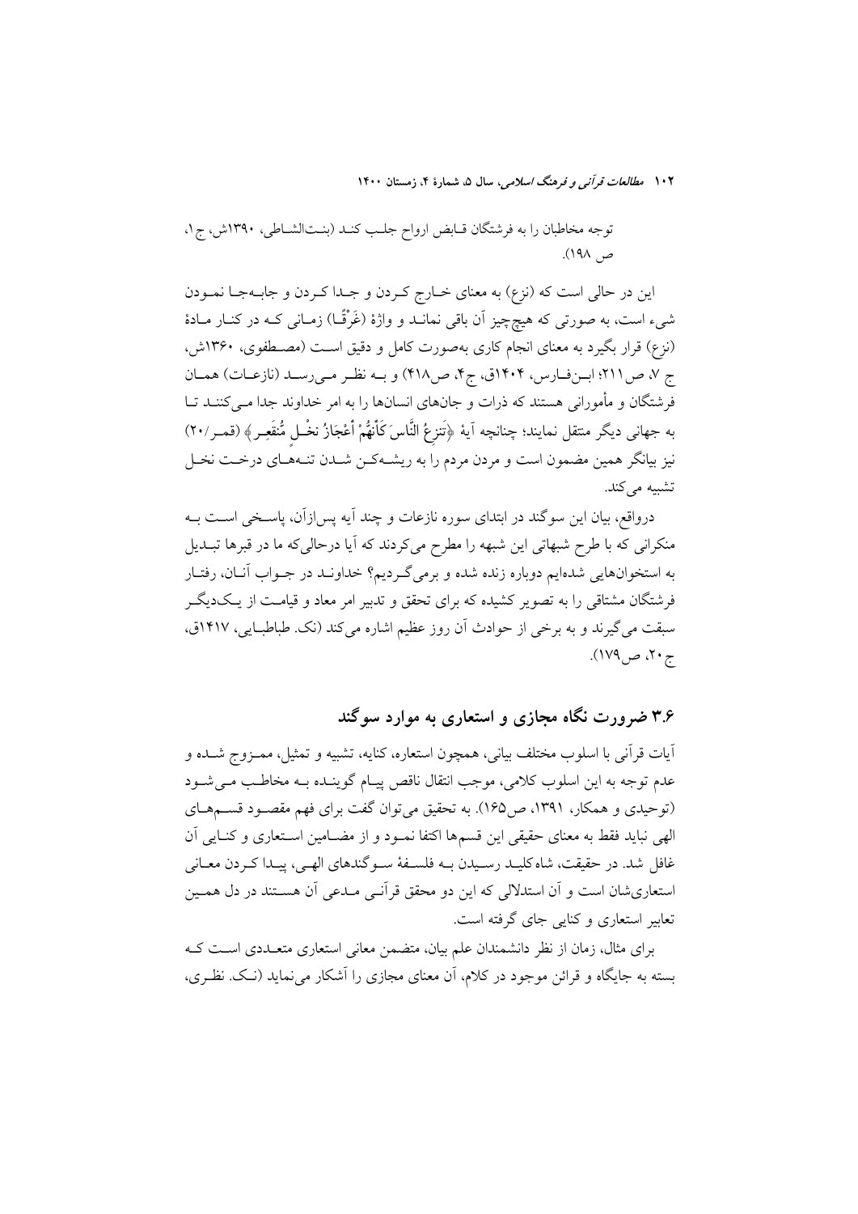توجه مخاطبان را به فرشتگان قـابض ارواح جلـب کنـد (بنـت‌الشـاطی، ۱۳۹۰ش، ج۱، ص ۱۹۸).

این در حالی است که (نزع) به معنای خـارج کـردن و جـدا کـردن و جابـه‌جـا نمـودن شیء است، به صورتی که هیچ‌چیز آن باقی نمانـد و واژهٔ (غَرْقًا) زمـانی کـه در کنـار مـادهٔ (نزع) قرار بگیرد به معنای انجام کاری به‌صورت کامل و دقیق اسـت (مصـطفوی، ۱۳۶۰ش، ج ۷، ص۲۱۱؛ ابـن‌فـارس، ۱۴۰۴ق، ج۴، ص۴۱۸) و بـه نظـر مـی‌رسـد (نازعـات) همـان فرشتگان و مأمورانی هستند که ذرات و جان‌های انسان‌ها را به امر خداوند جدا مـی‌کننـد تـا به جهانی دیگر منتقل نمایند؛ چنانچه آیهٔ ﴿تَنزِعُ النَّاسَ كَأَنَّهُمْ أَعْجَازُ نَخْلٍ مُّنقَعِرٍ﴾ (قمـر/۲۰) نیز بیانگر همین مضمون است و مردن مردم را به ریشـه‌کـن شـدن تنـه‌هـای درخـت نخـل تشبیه می‌کند.

درواقع، بیان این سوگند در ابتدای سوره نازعات و چند آیه پس‌ازآن، پاسـخی اسـت بـه منکرانی که با طرح شبهاتی این شبهه را مطرح می‌کردند که آیا درحالی‌که ما در قبرها تبـدیل به استخوان‌هایی شده‌ایم دوباره زنده شده و برمی‌گـردیم؟ خداونـد در جـواب آنـان، رفتـار فرشتگان مشتاقی را به تصویر کشیده که برای تحقق و تدبیر امر معاد و قیامـت از یـک‌دیگـر سبقت می‌گیرند و به برخی از حوادث آن روز عظیم اشاره می‌کند (نک. طباطبـایی، ۱۴۱۷ق، ج۲۰، ص۱۷۹).

## ۳.۶ ضرورت نگاه مجازی و استعاری به موارد سوگند

آیات قرآنی با اسلوب مختلف بیانی، همچون استعاره، کنایه، تشبیه و تمثیل، ممـزوج شـده و عدم توجه به این اسلوب کلامی، موجب انتقال ناقص پیـام گوینـده بـه مخاطـب مـی‌شـود (توحیدی و همکار، ۱۳۹۱، ص۱۶۵). به تحقیق می‌توان گفت برای فهم مقصـود قسـم‌هـای الهی نباید فقط به معنای حقیقی این قسم‌ها اکتفا نمـود و از مضـامین اسـتعاری و کنـایی آن غافل شد. در حقیقت، شاه‌کلیـد رسـیدن بـه فلسـفهٔ سـوگندهای الهـی، پیـدا کـردن معـانی استعاری‌شان است و آن استدلالی که این دو محقق قرآنـی مـدعی آن هسـتند در دل همـین تعابیر استعاری و کنایی جای گرفته است.

برای مثال، زمان از نظر دانشمندان علم بیان، متضمن معانی استعاری متعـددی اسـت کـه بسته به جایگاه و قرائن موجود در کلام، آن معنای مجازی را آشکار می‌نماید (نـک. نظـری،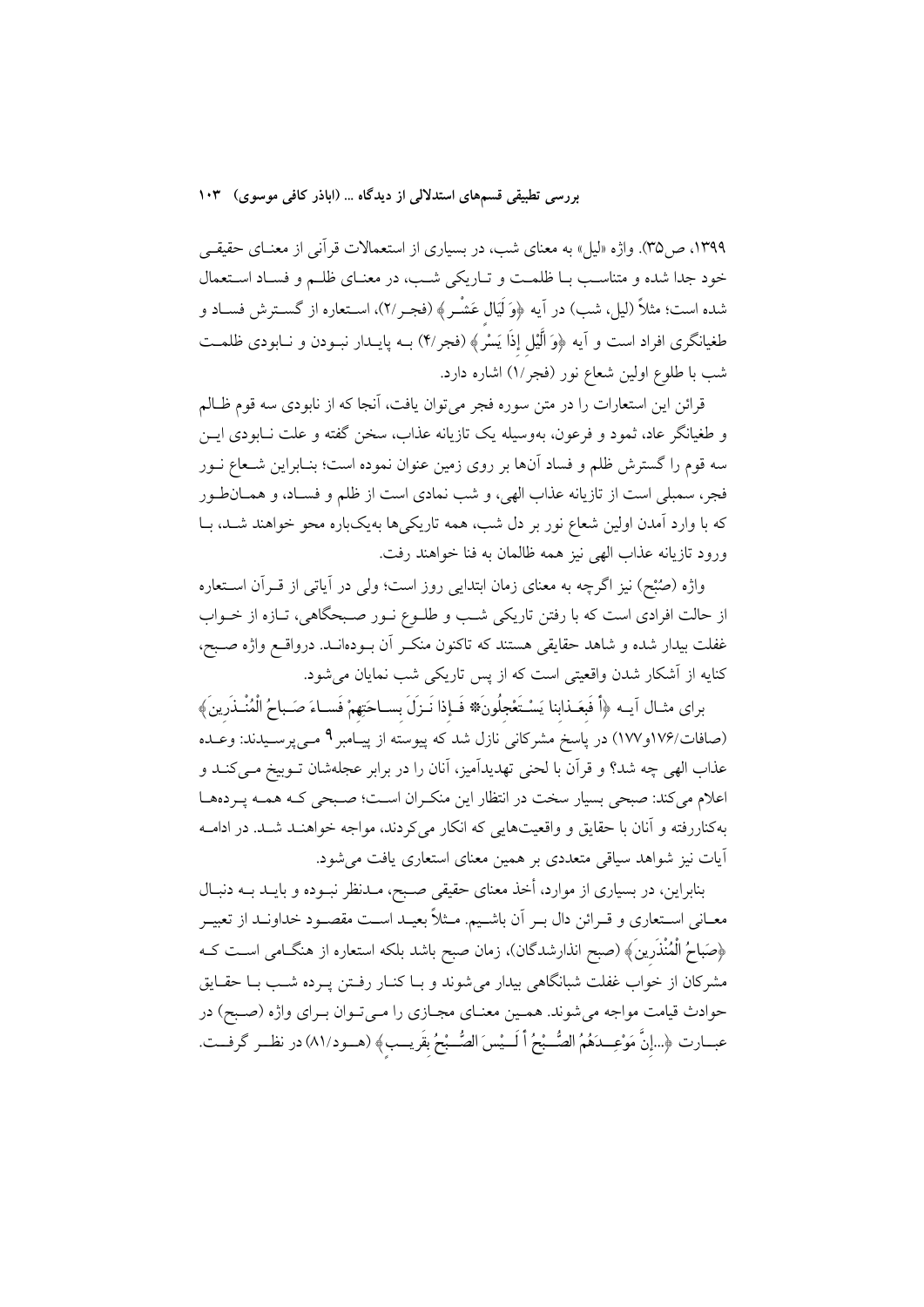۱۳۹۹، ص۳۵). واژه «لیل» به معنای شب، در بسیاری از استعمالات قرآنی از معنـای حقیقـی خود جدا شده و متناسـب بـا ظلمـت و تـاریکی شـب، در معنـای ظلـم و فسـاد اسـتعمال شده است؛ مثلاً (لیل، شب) در آیه ﴿وَ لَيالٍ عَشْرٍ﴾ (فجـر/۲)، اسـتعاره از گسـترش فسـاد و طغیانگری افراد است و آیه ﴿وَ اللَّيْلِ إِذا يَسْرِ﴾ (فجر/۴) بـه پایـدار نبـودن و نـابودی ظلمـت شب با طلوع اولین شعاع نور (فجر/۱) اشاره دارد.

قرائن این استعارات را در متن سوره فجر می‌توان یافت، آنجا که از نابودی سه قوم ظـالم و طغیانگر عاد، ثمود و فرعون، به‌وسیله یک تازیانه عذاب، سخن گفته و علت نـابودی ایـن سه قوم را گسترش ظلم و فساد آن‌ها بر روی زمین عنوان نموده است؛ بنـابراین شـعاع نـور فجر، سمبلی است از تازیانه عذاب الهی، و شب نمادی است از ظلم و فسـاد، و همـان‌طـور که با وارد آمدن اولین شعاع نور بر دل شب، همه تاریکی‌ها به‌یک‌باره محو خواهند شـد، بـا ورود تازیانه عذاب الهی نیز همه ظالمان به فنا خواهند رفت.

واژه (صُبْح) نیز اگرچه به معنای زمان ابتدایی روز است؛ ولی در آیاتی از قـرآن اسـتعاره از حالت افرادی است که با رفتن تاریکی شـب و طلـوع نـور صـبحگاهی، تـازه از خـواب غفلت بیدار شده و شاهد حقایقی هستند که تاکنون منکـر آن بـوده‌انـد. درواقـع واژه صـبح، کنایه از آشکار شدن واقعیتی است که از پس تاریکی شب نمایان می‌شود.

برای مثـال آیـه ﴿أَ فَبِعَـذابِنا يَسْـتَعْجِلُونَ* فَـإِذا نَـزَلَ بِسـاحَتِهِمْ فَسـاءَ صَـباحُ الْمُنْـذَرِينَ﴾ (صافات/۱۷۶و۱۷۷) در پاسخ مشرکانی نازل شد که پیوسته از پیـامبر[۹] مـی‌پرسـیدند: وعـده عذاب الهی چه شد؟ و قرآن با لحنی تهدیدآمیز، آنان را در برابر عجله‌شان تـوبیخ مـی‌کنـد و اعلام می‌کند: صبحی بسیار سخت در انتظار این منکـران اسـت؛ صـبحی کـه همـه پـرده‌هـا به‌کناررفته و آنان با حقایق و واقعیت‌هایی که انکار می‌کردند، مواجه خواهنـد شـد. در ادامـه آیات نیز شواهد سیاقی متعددی بر همین معنای استعاری یافت می‌شود.

بنابراین، در بسیاری از موارد، أخذ معنای حقیقی صـبح، مـدنظر نبـوده و بایـد بـه دنبـال معـانی اسـتعاری و قـرائن دال بـر آن باشـیم. مـثلاً بعیـد اسـت مقصـود خداونـد از تعبیـر ﴿صَباحُ الْمُنْذَرِينَ﴾ (صبح انذارشدگان)، زمان صبح باشد بلکه استعاره از هنگـامی اسـت کـه مشرکان از خواب غفلت شبانگاهی بیدار می‌شوند و بـا کنـار رفـتن پـرده شـب بـا حقـایق حوادث قیامت مواجه می‌شوند. همـین معنـای مجـازی را مـی‌تـوان بـرای واژه (صـبح) در عبـارت ﴿...إِنَّ مَوْعِـدَهُمُ الصُّـبْحُ أَ لَـيْسَ الصُّـبْحُ بِقَرِيـبٍ﴾ (هـود/۸۱) در نظـر گرفـت.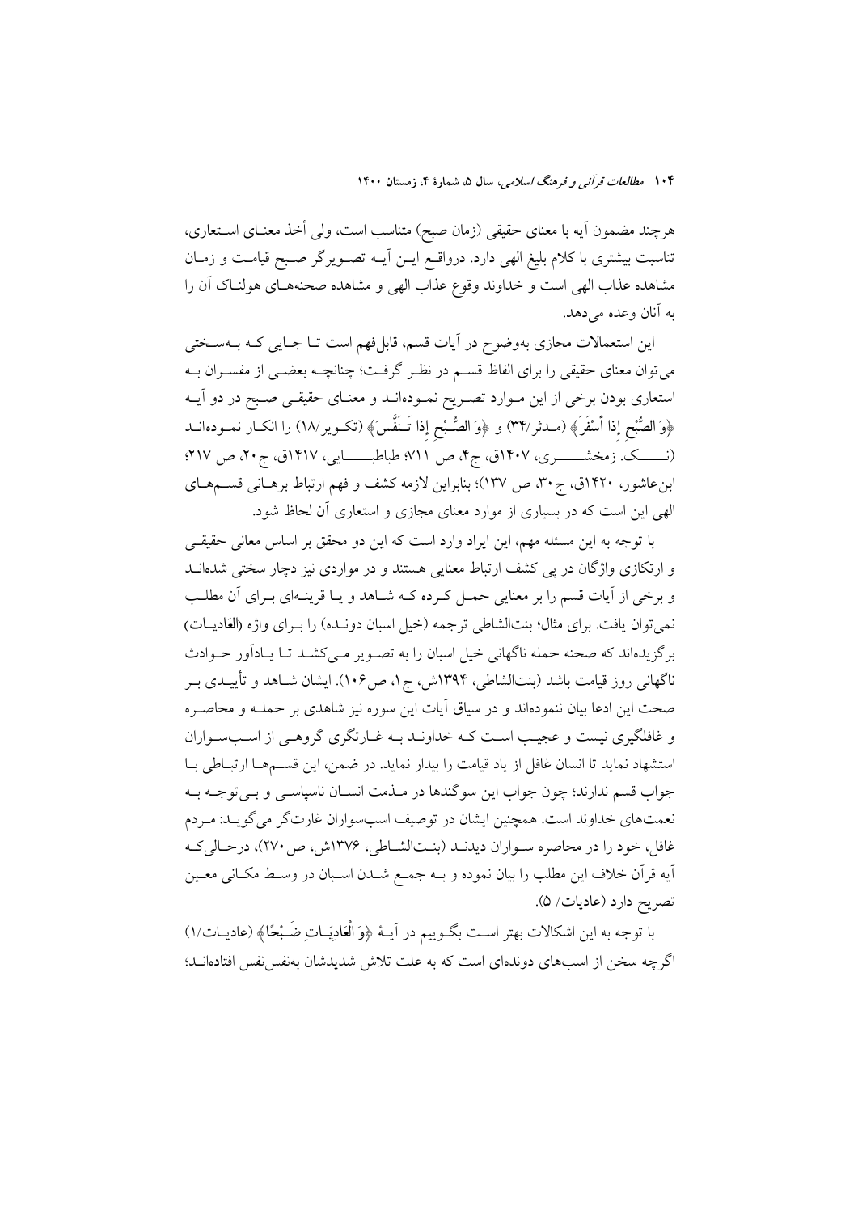هرچند مضمون آیه با معنای حقیقی (زمان صبح) متناسب است، ولی أخذ معنـای اسـتعاری، تناسبت بیشتری با کلام بلیغ الهی دارد. درواقـع ایـن آیـه تصـویرگر صـبح قیامـت و زمـان مشاهده عذاب الهی است و خداوند وقوع عذاب الهی و مشاهده صحنه‌هـای هولنـاک آن را به آنان وعده می‌دهد.

این استعمالات مجازی به‌وضوح در آیات قسم، قابل‌فهم است تـا جـایی کـه بـه‌سـختی می‌توان معنای حقیقی را برای الفاظ قسـم در نظـر گرفـت؛ چنانچـه بعضـی از مفسـران بـه استعاری بودن برخی از این مـوارد تصـریح نمـوده‌انـد و معنـای حقیقـی صـبح در دو آیـه ﴿وَ الصُّبْحِ إِذا أَسْفَرَ﴾ (مـدثر/۳۴) و ﴿وَ الصُّـبْحِ إِذا تَـنَفَّسَ﴾ (تکـویر/۱۸) را انکـار نمـوده‌انـد (نــــک. زمخشــــری، ۱۴۰۷ق، ج۴، ص ۷۱۱؛ طباطبــــایی، ۱۴۱۷ق، ج۲۰، ص ۲۱۷؛ ابن‌عاشور، ۱۴۲۰ق، ج۳۰، ص ۱۳۷)؛ بنابراین لازمه کشف و فهم ارتباط برهـانی قسـم‌هـای الهی این است که در بسیاری از موارد معنای مجازی و استعاری آن لحاظ شود.

با توجه به این مسئله مهم، این ایراد وارد است که این دو محقق بر اساس معانی حقیقـی و ارتکازی واژگان در پی کشف ارتباط معنایی هستند و در مواردی نیز دچار سختی شده‌انـد و برخی از آیات قسم را بر معنایی حمـل کـرده کـه شـاهد و یـا قرینـه‌ای بـرای آن مطلـب نمی‌توان یافت. برای مثال؛ بنت‌الشاطی ترجمه (خیل اسبان دونـده) را بـرای واژه (العَادیـات) برگزیده‌اند که صحنه حمله ناگهانی خیل اسبان را به تصـویر مـی‌کشـد تـا یـادآور حـوادث ناگهانی روز قیامت باشد (بنت‌الشاطی، ۱۳۹۴ش، ج۱، ص۱۰۶). ایشان شـاهد و تأییـدی بـر صحت این ادعا بیان ننموده‌اند و در سیاق آیات این سوره نیز شاهدی بر حملـه و محاصـره و غافلگیری نیست و عجیـب اسـت کـه خداونـد بـه غـارتگری گروهـی از اسـب‌سـواران استشهاد نماید تا انسان غافل از یاد قیامت را بیدار نماید. در ضمن، این قسـم‌هـا ارتبـاطی بـا جواب قسم ندارند؛ چون جواب این سوگندها در مـذمت انسـان ناسپاسـی و بـی‌توجـه بـه نعمت‌های خداوند است. همچنین ایشان در توصیف اسب‌سواران غارت‌گر می‌گویـد: مـردم غافل، خود را در محاصره سـواران دیدنـد (بنـت‌الشـاطی، ۱۳۷۶ش، ص۲۷۰)، درحـالی‌کـه آیه قرآن خلاف این مطلب را بیان نموده و بـه جمـع شـدن اسـبان در وسـط مکـانی معـین تصریح دارد (عادیات/ ۵).

با توجه به این اشکالات بهتر اسـت بگـوییم در آیـهٔ ﴿وَ الْعَادِیَـاتِ ضَـبْحًا﴾ (عادیـات/۱) اگرچه سخن از اسب‌های دونده‌ای است که به علت تلاش شدیدشان به‌نفس‌نفس افتاده‌انـد؛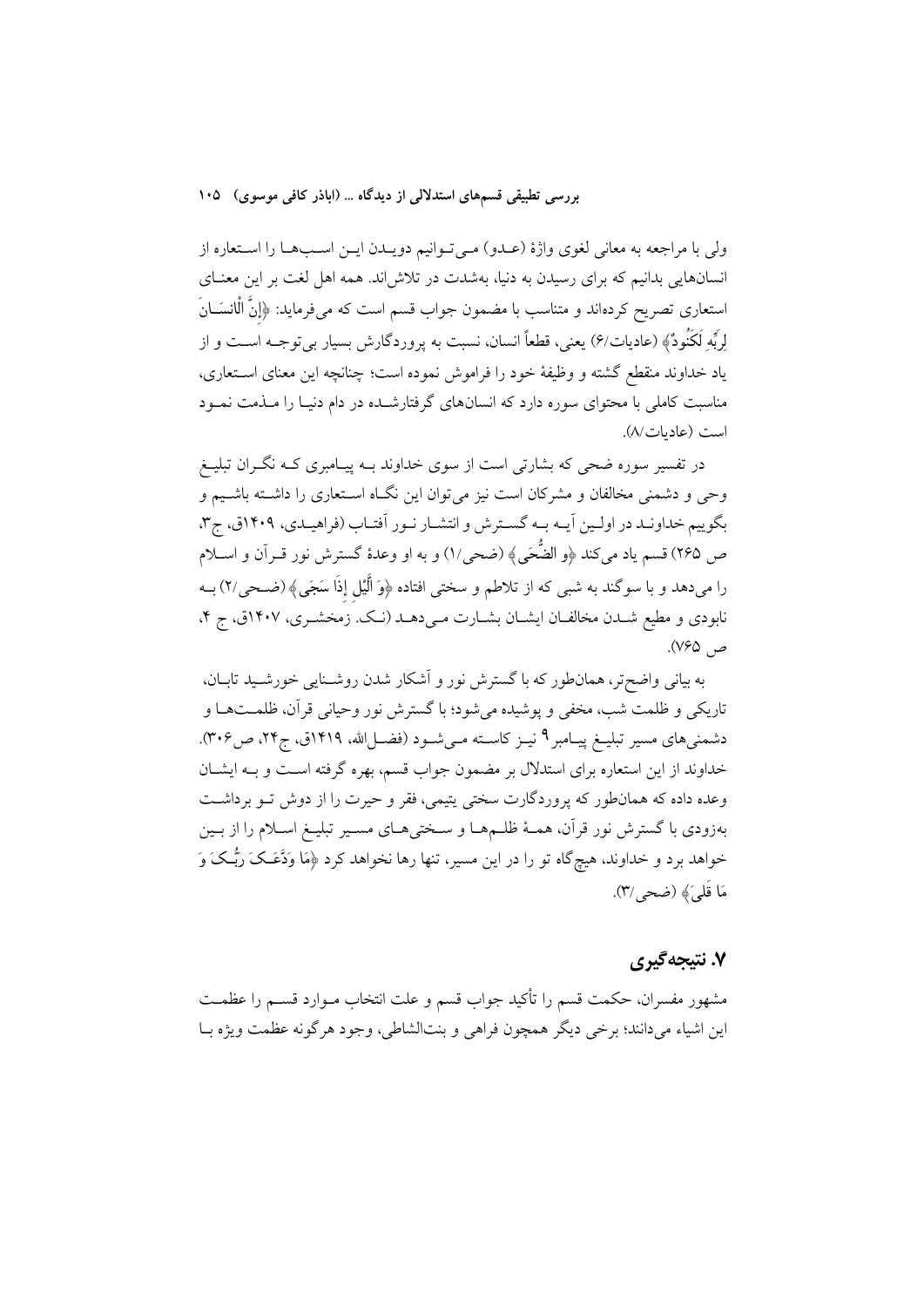ولی با مراجعه به معانی لغوی واژهٔ (عـدو) مـی‌تـوانیم دویـدن ایـن اسـب‌هـا را اسـتعاره از انسان‌هایی بدانیم که برای رسیدن به دنیا، به‌شدت در تلاش‌اند. همه اهل لغت بر این معنـای استعاری تصریح کرده‌اند و متناسب با مضمون جواب قسم است که می‌فرماید: ﴿إِنَّ الْإِنسَـانَ لِرَبِّهِ لَكَنُودٌ﴾ (عادیات/۶) یعنی، قطعاً انسان، نسبت به پروردگارش بسیار بی‌توجـه اسـت و از یاد خداوند منقطع گشته و وظیفهٔ خود را فراموش نموده است؛ چنانچه این معنای اسـتعاری، مناسبت کاملی با محتوای سوره دارد که انسان‌های گرفتارشـده در دام دنیـا را مـذمت نمـود است (عادیات/۸).

در تفسیر سوره ضحی که بشارتی است از سوی خداوند بـه پیـامبری کـه نگـران تبلیـغ وحی و دشمنی مخالفان و مشرکان است نیز می‌توان این نگـاه اسـتعاری را داشـته باشـیم و بگوییم خداونـد در اولـین آیـه بـه گسـترش و انتشـار نـور آفتـاب (فراهیـدی، ۱۴۰۹ق، ج۳، ص ۲۶۵) قسم یاد می‌کند ﴿و الضُّحَی﴾ (ضحی/۱) و به او وعدهٔ گسترش نور قـرآن و اسـلام را می‌دهد و با سوگند به شبی که از تلاطم و سختی افتاده ﴿وَ اللَّيْلِ إِذَا سَجَى﴾ (ضـحی/۲) بـه نابودی و مطیع شـدن مخالفـان ایشـان بشـارت مـی‌دهـد (نـک. زمخشـری، ۱۴۰۷ق، ج ۴، ص ۷۶۵).

به بیانی واضح‌تر، همان‌طور که با گسترش نور و آشکار شدن روشـنایی خورشـید تابـان، تاریکی و ظلمت شب، مخفی و پوشیده می‌شود؛ با گسترش نور وحیانی قرآن، ظلمـت‌هـا و دشمنی‌های مسیر تبلیـغ پیـامبر[۹] نیـز کاسـته مـی‌شـود (فضـل‌الله، ۱۴۱۹ق، ج۲۴، ص۳۰۶). خداوند از این استعاره برای استدلال بر مضمون جواب قسم، بهره گرفته اسـت و بـه ایشـان وعده داده که همان‌طور که پروردگارت سختی یتیمی، فقر و حیرت را از دوش تـو برداشـت به‌زودی با گسترش نور قرآن، همـهٔ ظلـم‌هـا و سـختی‌هـای مسـیر تبلیـغ اسـلام را از بـین خواهد برد و خداوند، هیچ‌گاه تو را در این مسیر، تنها رها نخواهد کرد ﴿مَا وَدَّعَـكَ رَبُّـكَ وَ مَا قَلَى﴾ (ضحی/۳).

## ۷. نتیجه‌گیری

مشهور مفسران، حکمت قسم را تأکید جواب قسم و علت انتخاب مـوارد قسـم را عظمـت این اشیاء می‌دانند؛ برخی دیگر همچون فراهی و بنت‌الشاطی، وجود هرگونه عظمت ویژه بـا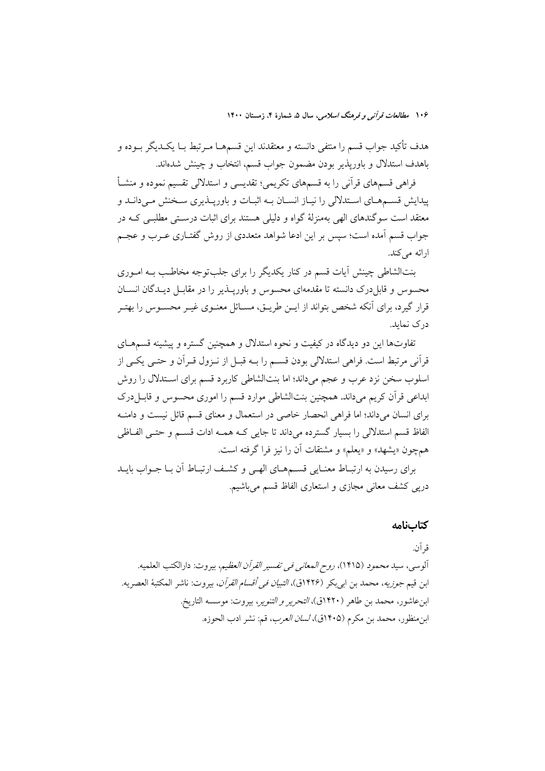هدف تأکید جواب قسم را منتفی دانسته و معتقدند این قسم‌ها مرتبط با یکدیگر بوده و باهدف استدلال و باورپذیر بودن مضمون جواب قسم، انتخاب و چینش شده‌اند.

فراهی قسم‌های قرآنی را به قسم‌های تکریمی؛ تقدیسی و استدلالی تقسیم نموده و منشأ پیدایش قسم‌های استدلالی را نیاز انسان به اثبات و باورپذیری سخنش می‌داند و معتقد است سوگندهای الهی به‌منزلهٔ گواه و دلیلی هستند برای اثبات درستی مطلبی که در جواب قسم آمده است؛ سپس بر این ادعا شواهد متعددی از روش گفتاری عرب و عجم ارائه می‌کند.

بنت‌الشاطی چینش آیات قسم در کنار یکدیگر را برای جلب‌توجه مخاطب به اموری محسوس و قابل‌درک دانسته تا مقدمه‌ای محسوس و باورپذیر را در مقابل دیدگان انسان قرار گیرد، برای آنکه شخص بتواند از این طریق، مسائل معنوی غیر محسوس را بهتر درک نماید.

تفاوت‌ها این دو دیدگاه در کیفیت و نحوه استدلال و همچنین گستره و پیشینه قسم‌های قرآنی مرتبط است. فراهی استدلالی بودن قسم را به قبل از نزول قرآن و حتی یکی از اسلوب سخن نزد عرب و عجم می‌داند؛ اما بنت‌الشاطی کاربرد قسم برای استدلال را روش ابداعی قرآن کریم می‌داند. همچنین بنت‌الشاطی موارد قسم را اموری محسوس و قابل‌درک برای انسان می‌داند؛ اما فراهی انحصار خاصی در استعمال و معنای قسم قائل نیست و دامنه الفاظ قسم استدلالی را بسیار گسترده می‌داند تا جایی که همه ادات قسم و حتی الفاظی هم‌چون «یشهد» و «یعلم» و مشتقات آن را نیز فرا گرفته است.

برای رسیدن به ارتباط معنایی قسم‌های الهی و کشف ارتباط آن با جواب باید درپی کشف معانی مجازی و استعاری الفاظ قسم می‌باشیم.

## کتاب‌نامه

قرآن.

آلوسی، سید محمود (۱۴۱۵)، *روح المعانی فی تفسیر القرآن العظیم*، بیروت: دارالکتب العلمیه.

ابن قیم جوزیه، محمد بن ابی‌بکر (۱۴۲۶ق)، *التبیان فی أقسام القرآن*، بیروت: ناشر المکتبهٔ العصریه.

ابن‌عاشور، محمد بن طاهر (۱۴۲۰ق)، *التحریر و التنویر*، بیروت: موسسه التاریخ.

ابن‌منظور، محمد بن مکرم (۱۴۰۵ق)، *لسان العرب*، قم: نشر ادب الحوزه.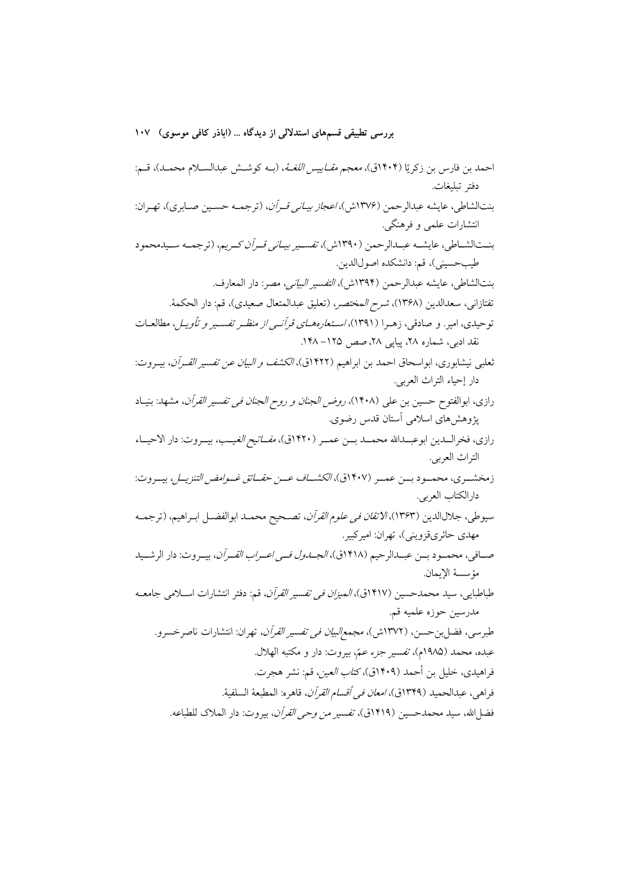احمد بن فارس بن زکریّا (۱۴۰۴ق)، *معجم مقاییس اللغة*، (بـه کوشـش عبدالسـلام محمـد)، قـم: دفتر تبلیغات.

بنت‌الشاطی، عایشه عبدالرحمن (۱۳۷۶ش)، *اعجاز بیانی قـرآن*، (ترجمـه حسـین صـابری)، تهـران: انتشارات علمی و فرهنگی.

بنـت‌الشـاطی، عایشـه عبـدالرحمن (۱۳۹۰ش)، *تفسـیر بیـانی قـرآن کـریم*، (ترجمـه سـیدمحمود طیب‌حسینی)، قم: دانشکده اصول‌الدین.

بنت‌الشاطی، عایشه عبدالرحمن (۱۳۹۴ش)، *التفسیر البیانی*، مصر: دار المعارف.

تفتازانی، سعدالدین (۱۳۶۸)، *شرح المختصر*، (تعلیق عبدالمتعال صعیدی)، قم: دار الحکمة.

توحیدی، امیر. و صادقی، زهـرا (۱۳۹۱)، *اسـتعاره‌هـای قرآنـی از منظـر تفسـیر و تأویـل*، مطالعـات نقد ادبی، شماره ۲۸، پیاپی ۲۸، صص ۱۲۵– ۱۴۸.

ثعلبی نیشابوری، ابواسحاق احمد بن ابراهیم (۱۴۲۲ق)، *الکشف و البیان عن تفسیر القـرآن*، بیـروت: دار إحیاء التراث العربی.

رازی، ابوالفتوح حسین بن علی (۱۴۰۸)، *روض الجنان و روح الجنان فی تفسیر القرآن*، مشهد: بنیـاد پژوهش‌های اسلامی آستان قدس رضوی.

رازی، فخرالـدین ابوعبـدالله محمـد بـن عمـر (۱۴۲۰ق)، *مفـاتیح الغیـب*، بیـروت: دار الاحیـاء التراث العربی.

زمخشـری، محمـود بـن عمـر (۱۴۰۷ق)، *الکشـاف عـن حقـائق غـوامض التنزیـل*، بیـروت: دارالکتاب العربی.

سیوطی، جلال‌الدین (۱۳۶۳)، *الاتقان فی علوم القرآن*، تصـحیح محمـد ابوالفضـل ابـراهیم، (ترجمـه مهدی حائری‌قزوینی)، تهران: امیرکبیر.

صـافی، محمـود بـن عبـدالرحیم (۱۴۱۸ق)، *الجـدول فـی اعـراب القـرآن*، بیـروت: دار الرشـید مؤسسة الإیمان.

طباطبایی، سید محمدحسین (۱۴۱۷ق)، *المیزان فی تفسیر القرآن*، قم: دفتر انتشارات اسـلامی جامعـه مدرسین حوزه علمیه قم.

طبرسی، فضل‌بن‌حسن، (۱۳۷۲ش)، *مجمع‌البیان فی تفسیر القرآن*، تهران: انتشارات ناصرخسرو.

عبده، محمد (۱۹۸۵م)، *تفسیر جزء عمّ*، بیروت: دار و مکتبه الهلال.

فراهیدی، خلیل بن أحمد (۱۴۰۹ق)، *کتاب العین*، قم: نشر هجرت.

فراهی، عبدالحمید (۱۳۴۹ق)، *امعان فی أقسام القرآن*، قاهره: المطبعة السلفیة.

فضل‌الله، سید محمدحسین (۱۴۱۹ق)، *تفسیر من وحی القرآن*، بیروت: دار الملاک للطباعه.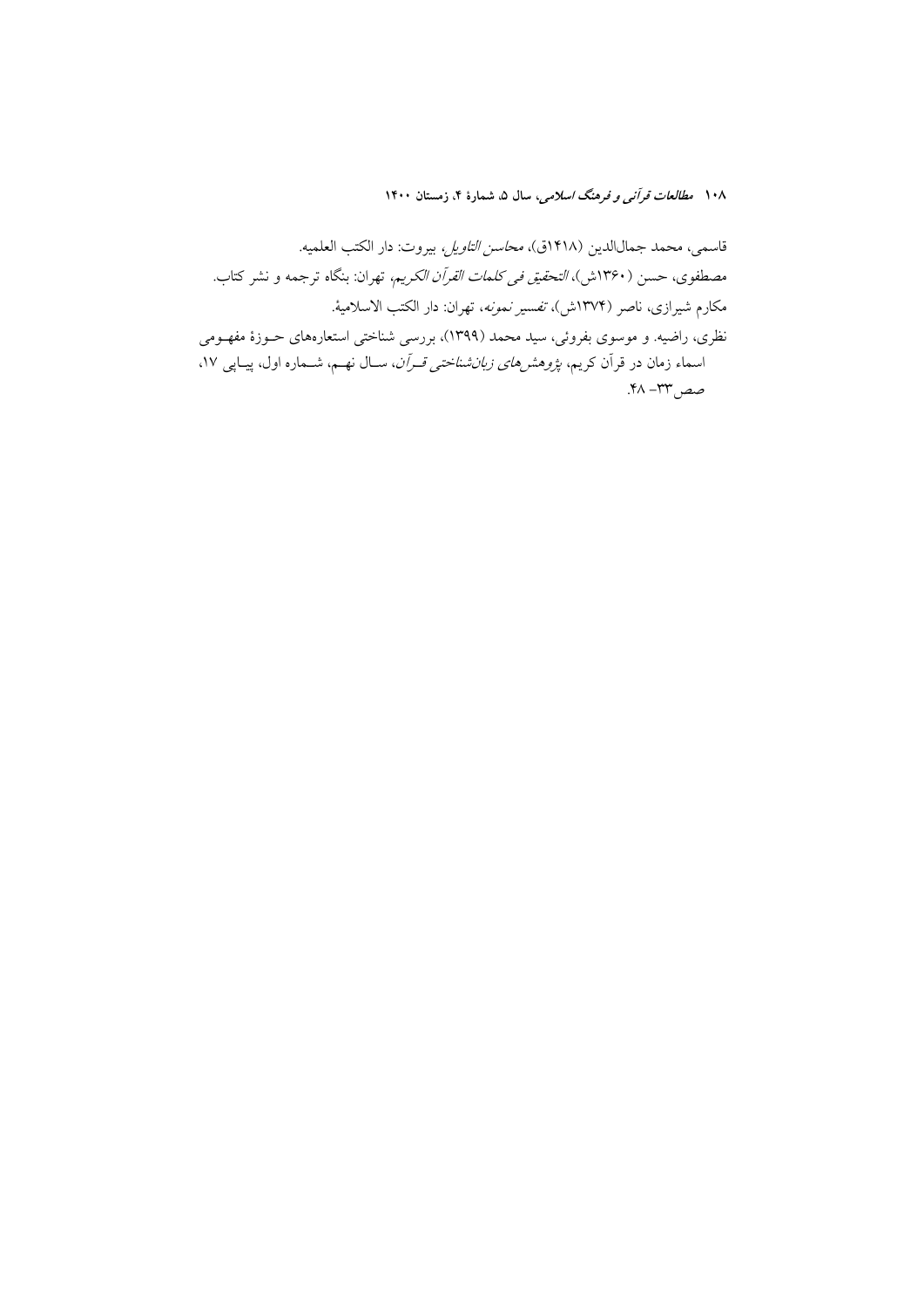قاسمی، محمد جمال‌الدین (۱۴۱۸ق)، *محاسن التاویل*، بیروت: دار الکتب العلمیه.

مصطفوی، حسن (۱۳۶۰ش)، *التحقیق فی کلمات القرآن الکریم*، تهران: بنگاه ترجمه و نشر کتاب.

مکارم شیرازی، ناصر (۱۳۷۴ش)، *تفسیر نمونه*، تهران: دار الکتب الاسلامیهٔ.

نظری، راضیه. و موسوی بفروئی، سید محمد (۱۳۹۹)، بررسی شناختی استعاره‌های حوزهٔ مفهومی اسماء زمان در قرآن کریم، *پژوهش‌های زبان‌شناختی قرآن*، سال نهم، شماره اول، پیاپی ۱۷، صص ۳۳- ۴۸.